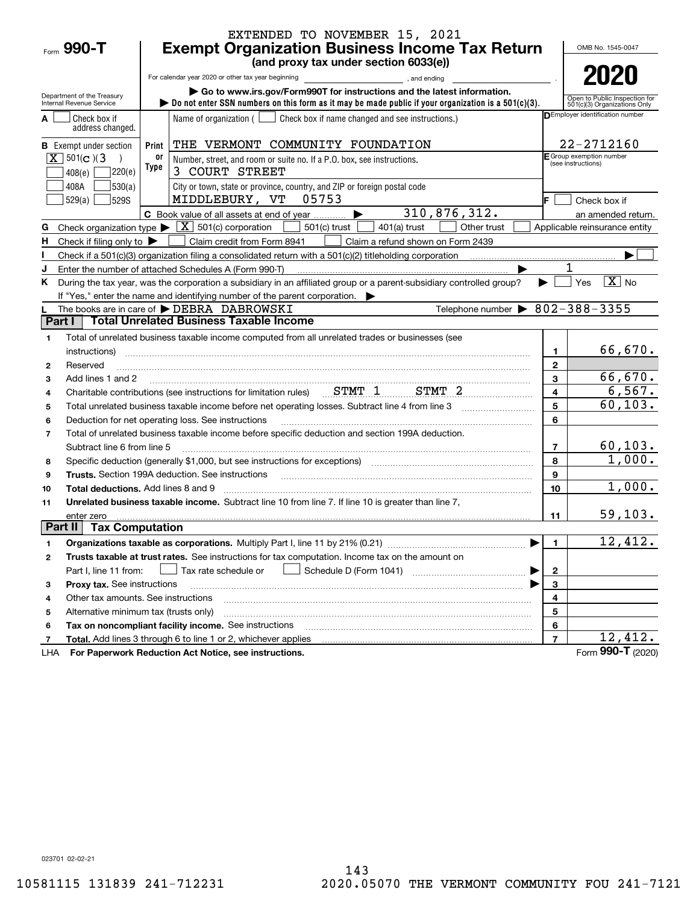EXTENDED TO NOVEMBER 15, 2021

Form **990-T**

# Exempt Organization Business Income Tax Return

**(and proxy tax under section 6033(e))**

For calendar year 2020 or other tax year beginning , and ending .

▶ Go to www.irs.gov/Form990T for instructions and the latest information.

▶ Do not enter SSN numbers on this form as it may be made public if your organization is a 501(c)(3).

Department of the Treasury
Internal Revenue Service

OMB No. 1545-0047

**2020**

Open to Public Inspection for 501(c)(3) Organizations Only

**A** [ ] Check box if address changed.

**B** Exempt under section
[X] 501(c)(3)
[ ] 408(e) [ ] 220(e)
[ ] 408A [ ] 530(a)
[ ] 529(a) [ ] 529S

Print or Type

Name of organization ( [ ] Check box if name changed and see instructions.)
THE VERMONT COMMUNITY FOUNDATION

Number, street, and room or suite no. If a P.O. box, see instructions.
3 COURT STREET

City or town, state or province, country, and ZIP or foreign postal code
MIDDLEBURY, VT 05753

**D** Employer identification number: 22-2712160

**E** Group exemption number (see instructions)

**F** [ ] Check box if an amended return.

**C** Book value of all assets at end of year ▶ 310,876,312.

**G** Check organization type ▶ [X] 501(c) corporation [ ] 501(c) trust [ ] 401(a) trust [ ] Other trust [ ] Applicable reinsurance entity

**H** Check if filing only to ▶ [ ] Claim credit from Form 8941 [ ] Claim a refund shown on Form 2439

**I** Check if a 501(c)(3) organization filing a consolidated return with a 501(c)(2) titleholding corporation ▶ [ ]

**J** Enter the number of attached Schedules A (Form 990-T) ▶ 1

**K** During the tax year, was the corporation a subsidiary in an affiliated group or a parent-subsidiary controlled group? ▶ [ ] Yes [X] No

If "Yes," enter the name and identifying number of the parent corporation. ▶

**L** The books are in care of ▶ DEBRA DABROWSKI Telephone number ▶ 802-388-3355

## Part I Total Unrelated Business Taxable Income

| | | | |
|---|---|---|---|
| 1 | Total of unrelated business taxable income computed from all unrelated trades or businesses (see instructions) | 1 | 66,670. |
| 2 | Reserved | 2 | |
| 3 | Add lines 1 and 2 | 3 | 66,670. |
| 4 | Charitable contributions (see instructions for limitation rules) STMT 1 STMT 2 | 4 | 6,567. |
| 5 | Total unrelated business taxable income before net operating losses. Subtract line 4 from line 3 | 5 | 60,103. |
| 6 | Deduction for net operating loss. See instructions | 6 | |
| 7 | Total of unrelated business taxable income before specific deduction and section 199A deduction. Subtract line 6 from line 5 | 7 | 60,103. |
| 8 | Specific deduction (generally $1,000, but see instructions for exceptions) | 8 | 1,000. |
| 9 | **Trusts.** Section 199A deduction. See instructions | 9 | |
| 10 | **Total deductions.** Add lines 8 and 9 | 10 | 1,000. |
| 11 | **Unrelated business taxable income.** Subtract line 10 from line 7. If line 10 is greater than line 7, enter zero | 11 | 59,103. |

## Part II Tax Computation

| | | | |
|---|---|---|---|
| 1 | **Organizations taxable as corporations.** Multiply Part I, line 11 by 21% (0.21) ▶ | 1 | 12,412. |
| 2 | **Trusts taxable at trust rates.** See instructions for tax computation. Income tax on the amount on Part I, line 11 from: [ ] Tax rate schedule or [ ] Schedule D (Form 1041) ▶ | 2 | |
| 3 | **Proxy tax.** See instructions ▶ | 3 | |
| 4 | Other tax amounts. See instructions | 4 | |
| 5 | Alternative minimum tax (trusts only) | 5 | |
| 6 | **Tax on noncompliant facility income.** See instructions | 6 | |
| 7 | **Total.** Add lines 3 through 6 to line 1 or 2, whichever applies | 7 | 12,412. |

LHA **For Paperwork Reduction Act Notice, see instructions.** Form **990-T** (2020)

023701 02-02-21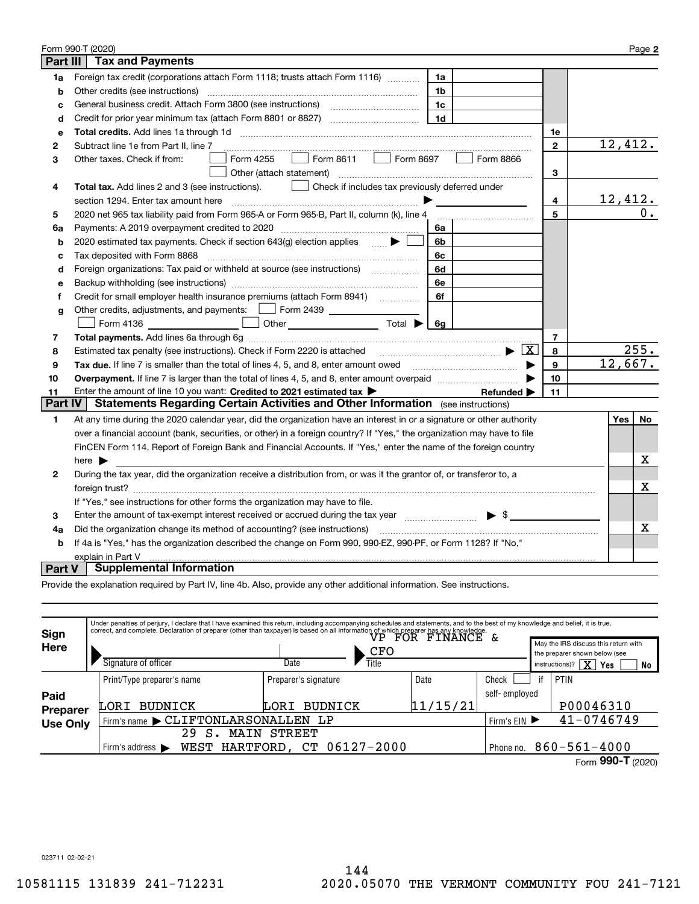Form 990-T (2020) Page **2**

## Part III — Tax and Payments

| Line | Description | | Amount | Line | Amount |
|---|---|---|---|---|---|
| 1a | Foreign tax credit (corporations attach Form 1118; trusts attach Form 1116) | 1a | | | |
| b | Other credits (see instructions) | 1b | | | |
| c | General business credit. Attach Form 3800 (see instructions) | 1c | | | |
| d | Credit for prior year minimum tax (attach Form 8801 or 8827) | 1d | | | |
| e | **Total credits.** Add lines 1a through 1d | | | 1e | |
| 2 | Subtract line 1e from Part II, line 7 | | | 2 | 12,412. |
| 3 | Other taxes. Check if from: ☐ Form 4255 ☐ Form 8611 ☐ Form 8697 ☐ Form 8866 ☐ Other (attach statement) | | | 3 | |
| 4 | **Total tax.** Add lines 2 and 3 (see instructions). ☐ Check if includes tax previously deferred under section 1294. Enter tax amount here ▶ | | | 4 | 12,412. |
| 5 | 2020 net 965 tax liability paid from Form 965-A or Form 965-B, Part II, column (k), line 4 | | | 5 | 0. |
| 6a | Payments: A 2019 overpayment credited to 2020 | 6a | | | |
| b | 2020 estimated tax payments. Check if section 643(g) election applies ▶ ☐ | 6b | | | |
| c | Tax deposited with Form 8868 | 6c | | | |
| d | Foreign organizations: Tax paid or withheld at source (see instructions) | 6d | | | |
| e | Backup withholding (see instructions) | 6e | | | |
| f | Credit for small employer health insurance premiums (attach Form 8941) | 6f | | | |
| g | Other credits, adjustments, and payments: ☐ Form 2439 ☐ Form 4136 ☐ Other Total ▶ | 6g | | | |
| 7 | **Total payments.** Add lines 6a through 6g | | | 7 | |
| 8 | Estimated tax penalty (see instructions). Check if Form 2220 is attached ▶ ☒ | | | 8 | 255. |
| 9 | **Tax due.** If line 7 is smaller than the total of lines 4, 5, and 8, enter amount owed ▶ | | | 9 | 12,667. |
| 10 | **Overpayment.** If line 7 is larger than the total of lines 4, 5, and 8, enter amount overpaid ▶ | | | 10 | |
| 11 | Enter the amount of line 10 you want: **Credited to 2021 estimated tax** ▶ **Refunded** ▶ | | | 11 | |

## Part IV — Statements Regarding Certain Activities and Other Information (see instructions)

| Line | Question | Yes | No |
|---|---|---|---|
| 1 | At any time during the 2020 calendar year, did the organization have an interest in or a signature or other authority over a financial account (bank, securities, or other) in a foreign country? If "Yes," the organization may have to file FinCEN Form 114, Report of Foreign Bank and Financial Accounts. If "Yes," enter the name of the foreign country here ▶ | | X |
| 2 | During the tax year, did the organization receive a distribution from, or was it the grantor of, or transferor to, a foreign trust? If "Yes," see instructions for other forms the organization may have to file. | | X |
| 3 | Enter the amount of tax-exempt interest received or accrued during the tax year ▶ $ | | |
| 4a | Did the organization change its method of accounting? (see instructions) | | X |
| b | If 4a is "Yes," has the organization described the change on Form 990, 990-EZ, 990-PF, or Form 1128? If "No," explain in Part V | | |

## Part V — Supplemental Information

Provide the explanation required by Part IV, line 4b. Also, provide any other additional information. See instructions.

**Sign Here**

Under penalties of perjury, I declare that I have examined this return, including accompanying schedules and statements, and to the best of my knowledge and belief, it is true, correct, and complete. Declaration of preparer (other than taxpayer) is based on all information of which preparer has any knowledge.

| Signature of officer | Date | Title |
|---|---|---|
| | | VP FOR FINANCE & CFO |

May the IRS discuss this return with the preparer shown below (see instructions)? ☒ Yes ☐ No

**Paid Preparer Use Only**

| Print/Type preparer's name | Preparer's signature | Date | Check ☐ if self-employed | PTIN |
|---|---|---|---|---|
| LORI BUDNICK | LORI BUDNICK | 11/15/21 | | P00046310 |

Firm's name ▶ CLIFTONLARSONALLEN LP — Firm's EIN ▶ 41-0746749

Firm's address ▶ 29 S. MAIN STREET, WEST HARTFORD, CT 06127-2000 — Phone no. 860-561-4000

Form **990-T** (2020)

023711 02-02-21

10581115 131839 241-712231 2020.05070 THE VERMONT COMMUNITY FOU 241-7121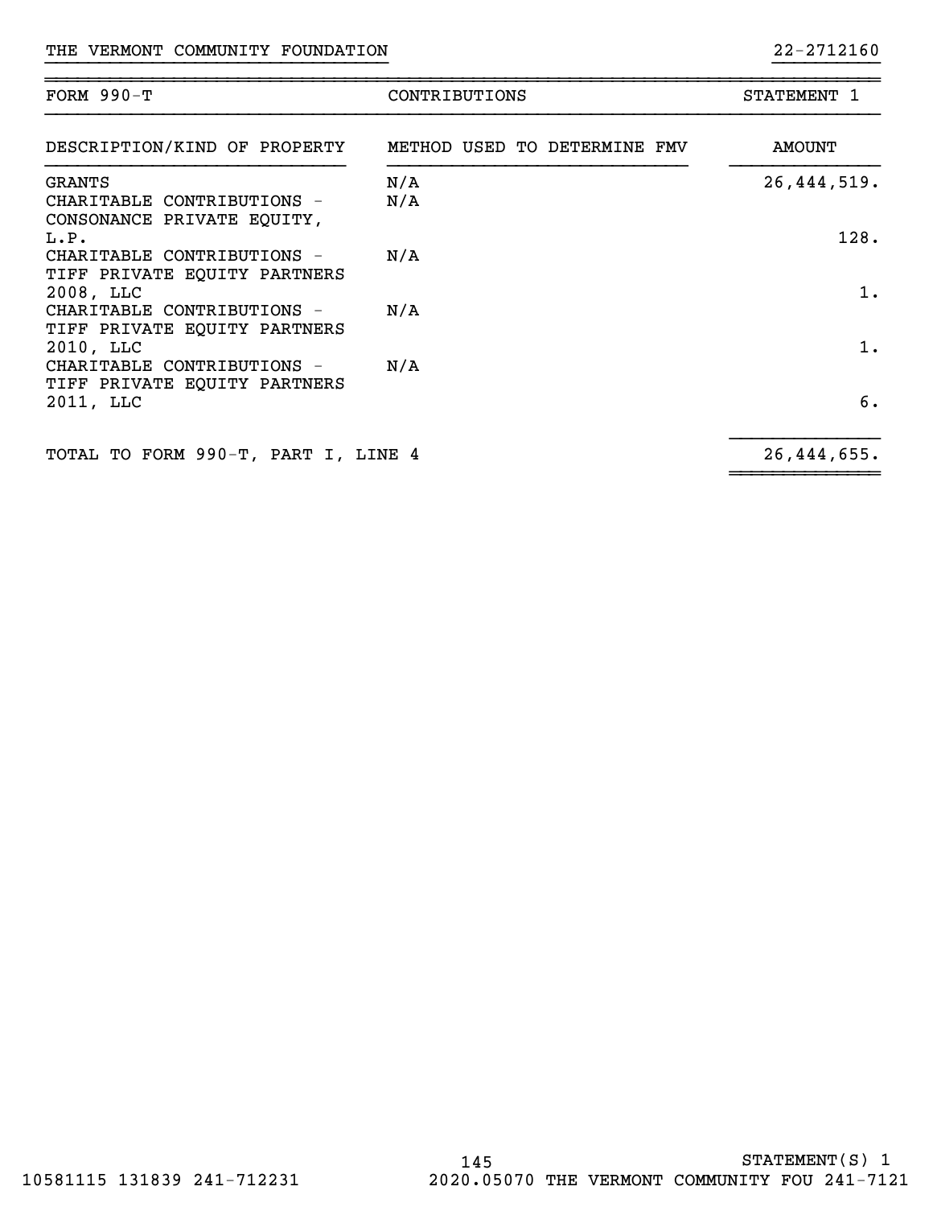THE VERMONT COMMUNITY FOUNDATION 22-2712160

| FORM 990-T | CONTRIBUTIONS | STATEMENT 1 |
|---|---|---|

| DESCRIPTION/KIND OF PROPERTY | METHOD USED TO DETERMINE FMV | AMOUNT |
|---|---|---|
| GRANTS | N/A | 26,444,519. |
| CHARITABLE CONTRIBUTIONS - CONSONANCE PRIVATE EQUITY, L.P. | N/A | 128. |
| CHARITABLE CONTRIBUTIONS - TIFF PRIVATE EQUITY PARTNERS 2008, LLC | N/A | 1. |
| CHARITABLE CONTRIBUTIONS - TIFF PRIVATE EQUITY PARTNERS 2010, LLC | N/A | 1. |
| CHARITABLE CONTRIBUTIONS - TIFF PRIVATE EQUITY PARTNERS 2011, LLC | N/A | 6. |
| TOTAL TO FORM 990-T, PART I, LINE 4 | | 26,444,655. |

STATEMENT(S) 1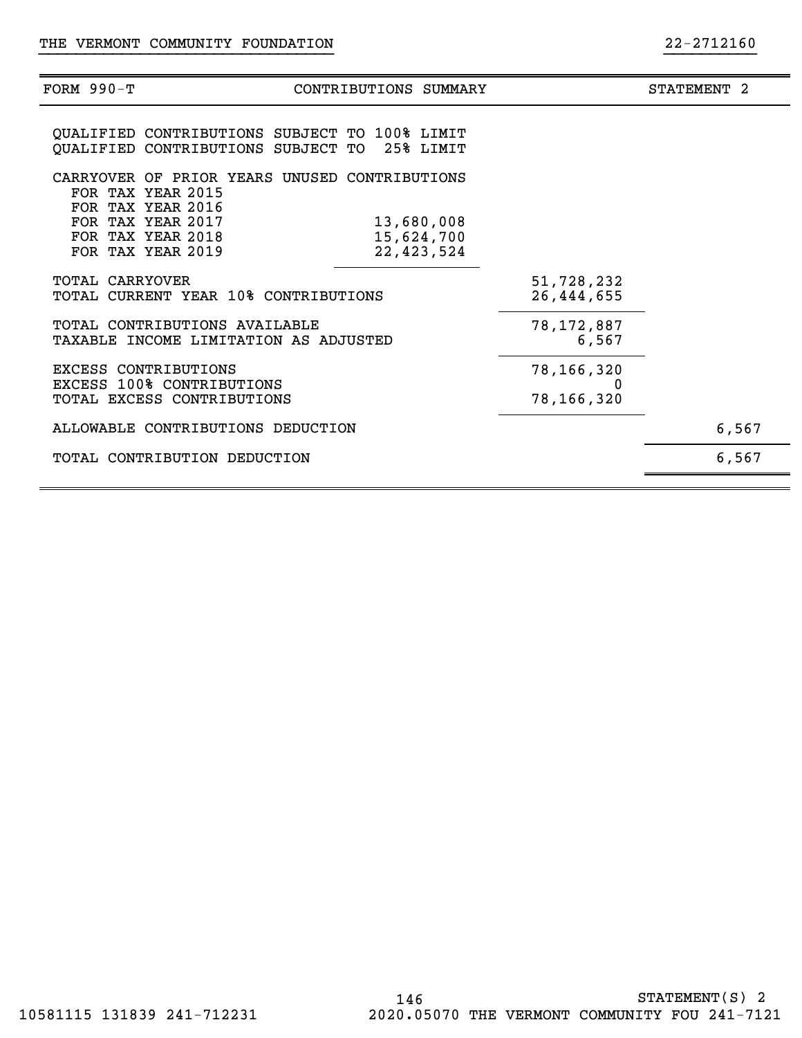THE VERMONT COMMUNITY FOUNDATION 22-2712160

| FORM 990-T | CONTRIBUTIONS SUMMARY | | STATEMENT 2 |
|---|---|---|---|
| QUALIFIED CONTRIBUTIONS SUBJECT TO 100% LIMIT | | | |
| QUALIFIED CONTRIBUTIONS SUBJECT TO 25% LIMIT | | | |
| CARRYOVER OF PRIOR YEARS UNUSED CONTRIBUTIONS | | | |
| FOR TAX YEAR 2015 | | | |
| FOR TAX YEAR 2016 | | | |
| FOR TAX YEAR 2017 | 13,680,008 | | |
| FOR TAX YEAR 2018 | 15,624,700 | | |
| FOR TAX YEAR 2019 | 22,423,524 | | |
| TOTAL CARRYOVER | | 51,728,232 | |
| TOTAL CURRENT YEAR 10% CONTRIBUTIONS | | 26,444,655 | |
| TOTAL CONTRIBUTIONS AVAILABLE | | 78,172,887 | |
| TAXABLE INCOME LIMITATION AS ADJUSTED | | 6,567 | |
| EXCESS CONTRIBUTIONS | | 78,166,320 | |
| EXCESS 100% CONTRIBUTIONS | | 0 | |
| TOTAL EXCESS CONTRIBUTIONS | | 78,166,320 | |
| ALLOWABLE CONTRIBUTIONS DEDUCTION | | | 6,567 |
| TOTAL CONTRIBUTION DEDUCTION | | | 6,567 |

STATEMENT(S) 2

10581115 131839 241-712231 2020.05070 THE VERMONT COMMUNITY FOU 241-7121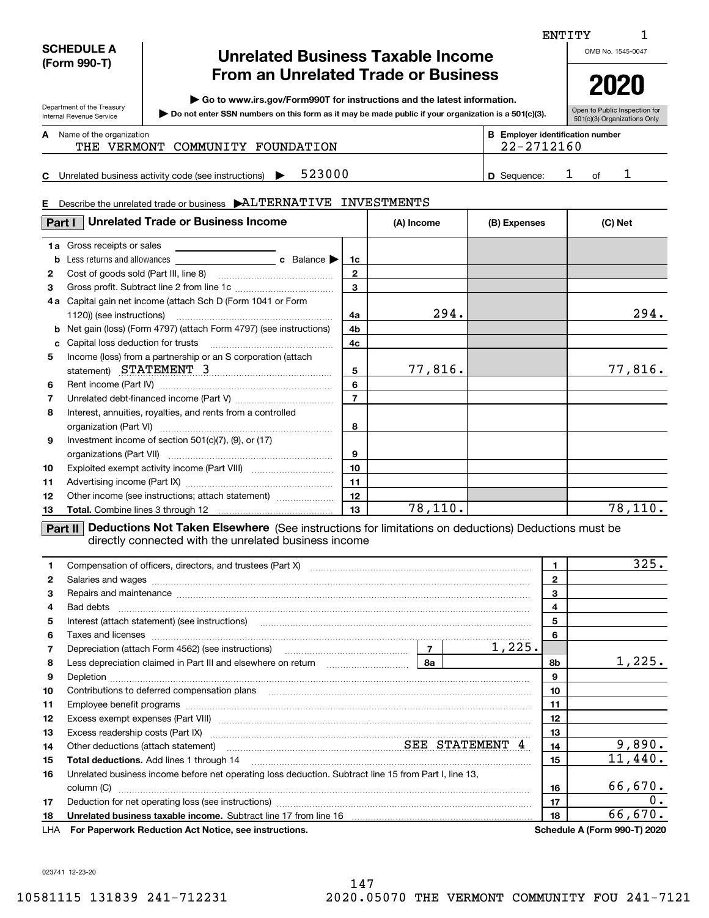ENTITY 1

**SCHEDULE A (Form 990-T)**

Department of the Treasury
Internal Revenue Service

# Unrelated Business Taxable Income From an Unrelated Trade or Business

▶ Go to www.irs.gov/Form990T for instructions and the latest information.

▶ Do not enter SSN numbers on this form as it may be made public if your organization is a 501(c)(3).

OMB No. 1545-0047

**2020**

Open to Public Inspection for 501(c)(3) Organizations Only

**A** Name of the organization: THE VERMONT COMMUNITY FOUNDATION

**B** Employer identification number: 22-2712160

**C** Unrelated business activity code (see instructions) ▶ 523000

**D** Sequence: 1 of 1

**E** Describe the unrelated trade or business ▶ALTERNATIVE INVESTMENTS

| Part I Unrelated Trade or Business Income | | (A) Income | (B) Expenses | (C) Net |
|---|---|---|---|---|
| **1a** Gross receipts or sales | | | | |
| **b** Less returns and allowances ____ **c** Balance ▶ | 1c | | | |
| **2** Cost of goods sold (Part III, line 8) | 2 | | | |
| **3** Gross profit. Subtract line 2 from line 1c | 3 | | | |
| **4a** Capital gain net income (attach Sch D (Form 1041 or Form 1120)) (see instructions) | 4a | 294. | | 294. |
| **b** Net gain (loss) (Form 4797) (attach Form 4797) (see instructions) | 4b | | | |
| **c** Capital loss deduction for trusts | 4c | | | |
| **5** Income (loss) from a partnership or an S corporation (attach statement) STATEMENT 3 | 5 | 77,816. | | 77,816. |
| **6** Rent income (Part IV) | 6 | | | |
| **7** Unrelated debt-financed income (Part V) | 7 | | | |
| **8** Interest, annuities, royalties, and rents from a controlled organization (Part VI) | 8 | | | |
| **9** Investment income of section 501(c)(7), (9), or (17) organizations (Part VII) | 9 | | | |
| **10** Exploited exempt activity income (Part VIII) | 10 | | | |
| **11** Advertising income (Part IX) | 11 | | | |
| **12** Other income (see instructions; attach statement) | 12 | | | |
| **13** **Total.** Combine lines 3 through 12 | 13 | 78,110. | | 78,110. |

**Part II Deductions Not Taken Elsewhere** (See instructions for limitations on deductions) Deductions must be directly connected with the unrelated business income

| | | | |
|---|---|---|---|
| **1** | Compensation of officers, directors, and trustees (Part X) | 1 | 325. |
| **2** | Salaries and wages | 2 | |
| **3** | Repairs and maintenance | 3 | |
| **4** | Bad debts | 4 | |
| **5** | Interest (attach statement) (see instructions) | 5 | |
| **6** | Taxes and licenses | 6 | |
| **7** | Depreciation (attach Form 4562) (see instructions) — 7: 1,225. | | |
| **8** | Less depreciation claimed in Part III and elsewhere on return — 8a: | 8b | 1,225. |
| **9** | Depletion | 9 | |
| **10** | Contributions to deferred compensation plans | 10 | |
| **11** | Employee benefit programs | 11 | |
| **12** | Excess exempt expenses (Part VIII) | 12 | |
| **13** | Excess readership costs (Part IX) | 13 | |
| **14** | Other deductions (attach statement) SEE STATEMENT 4 | 14 | 9,890. |
| **15** | **Total deductions.** Add lines 1 through 14 | 15 | 11,440. |
| **16** | Unrelated business income before net operating loss deduction. Subtract line 15 from Part I, line 13, column (C) | 16 | 66,670. |
| **17** | Deduction for net operating loss (see instructions) | 17 | 0. |
| **18** | **Unrelated business taxable income.** Subtract line 17 from line 16 | 18 | 66,670. |

LHA **For Paperwork Reduction Act Notice, see instructions.** **Schedule A (Form 990-T) 2020**

023741 12-23-20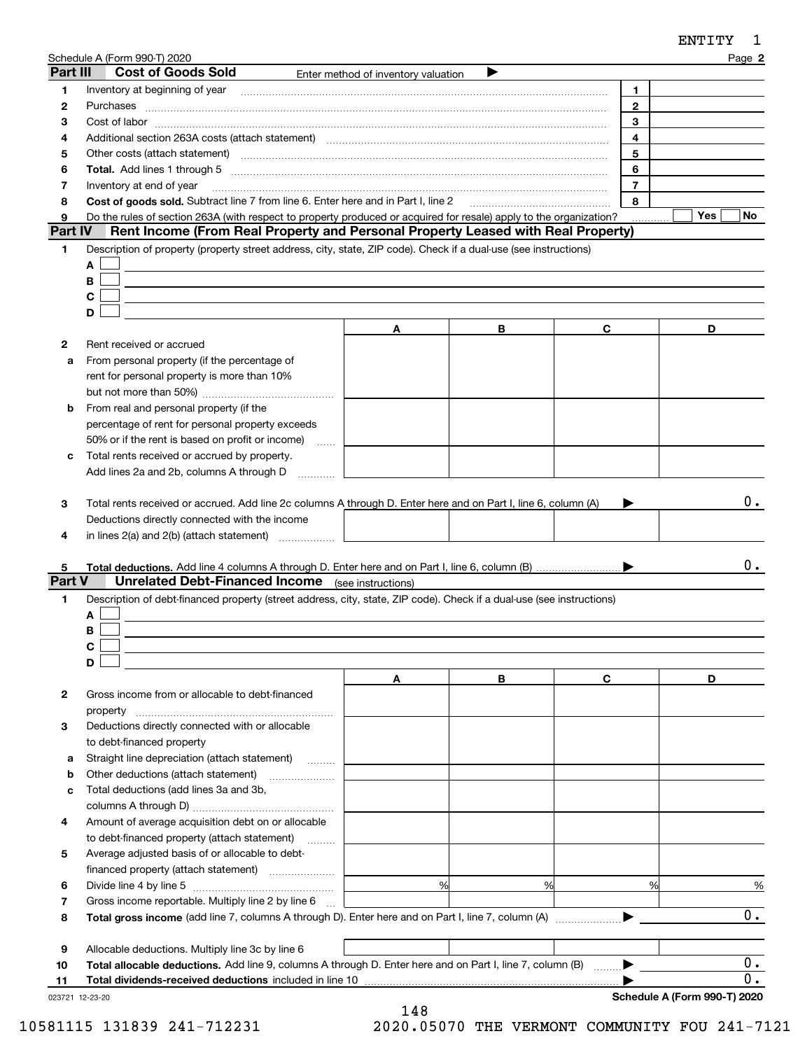ENTITY 1

Schedule A (Form 990-T) 2020 Page **2**

## Part III Cost of Goods Sold

Enter method of inventory valuation ▶

| | | | |
|---|---|---|---|
| 1 | Inventory at beginning of year | 1 | |
| 2 | Purchases | 2 | |
| 3 | Cost of labor | 3 | |
| 4 | Additional section 263A costs (attach statement) | 4 | |
| 5 | Other costs (attach statement) | 5 | |
| 6 | **Total.** Add lines 1 through 5 | 6 | |
| 7 | Inventory at end of year | 7 | |
| 8 | **Cost of goods sold.** Subtract line 7 from line 6. Enter here and in Part I, line 2 | 8 | |
| 9 | Do the rules of section 263A (with respect to property produced or acquired for resale) apply to the organization? | | ☐ Yes ☐ No |

## Part IV Rent Income (From Real Property and Personal Property Leased with Real Property)

**1** Description of property (property street address, city, state, ZIP code). Check if a dual-use (see instructions)

A ☐

B ☐

C ☐

D ☐

| | | A | B | C | D |
|---|---|---|---|---|---|
| 2 | Rent received or accrued | | | | |
| a | From personal property (if the percentage of rent for personal property is more than 10% but not more than 50%) | | | | |
| b | From real and personal property (if the percentage of rent for personal property exceeds 50% or if the rent is based on profit or income) | | | | |
| c | Total rents received or accrued by property. Add lines 2a and 2b, columns A through D | | | | |

**3** Total rents received or accrued. Add line 2c columns A through D. Enter here and on Part I, line 6, column (A) ▶ 0.

| | | A | B | C | D |
|---|---|---|---|---|---|
| 4 | Deductions directly connected with the income in lines 2(a) and 2(b) (attach statement) | | | | |

**5** **Total deductions.** Add line 4 columns A through D. Enter here and on Part I, line 6, column (B) ▶ 0.

## Part V Unrelated Debt-Financed Income (see instructions)

**1** Description of debt-financed property (street address, city, state, ZIP code). Check if a dual-use (see instructions)

A ☐

B ☐

C ☐

D ☐

| | | A | B | C | D |
|---|---|---|---|---|---|
| 2 | Gross income from or allocable to debt-financed property | | | | |
| 3 | Deductions directly connected with or allocable to debt-financed property | | | | |
| a | Straight line depreciation (attach statement) | | | | |
| b | Other deductions (attach statement) | | | | |
| c | Total deductions (add lines 3a and 3b, columns A through D) | | | | |
| 4 | Amount of average acquisition debt on or allocable to debt-financed property (attach statement) | | | | |
| 5 | Average adjusted basis of or allocable to debt-financed property (attach statement) | | | | |
| 6 | Divide line 4 by line 5 | % | % | % | % |
| 7 | Gross income reportable. Multiply line 2 by line 6 | | | | |

**8** **Total gross income** (add line 7, columns A through D). Enter here and on Part I, line 7, column (A) ▶ 0.

| | | A | B | C | D |
|---|---|---|---|---|---|
| 9 | Allocable deductions. Multiply line 3c by line 6 | | | | |

**10** **Total allocable deductions.** Add line 9, columns A through D. Enter here and on Part I, line 7, column (B) ▶ 0.

**11** **Total dividends-received deductions** included in line 10 ▶ 0.

023721 12-23-20 **Schedule A (Form 990-T) 2020**

10581115 131839 241-712231 2020.05070 THE VERMONT COMMUNITY FOU 241-7121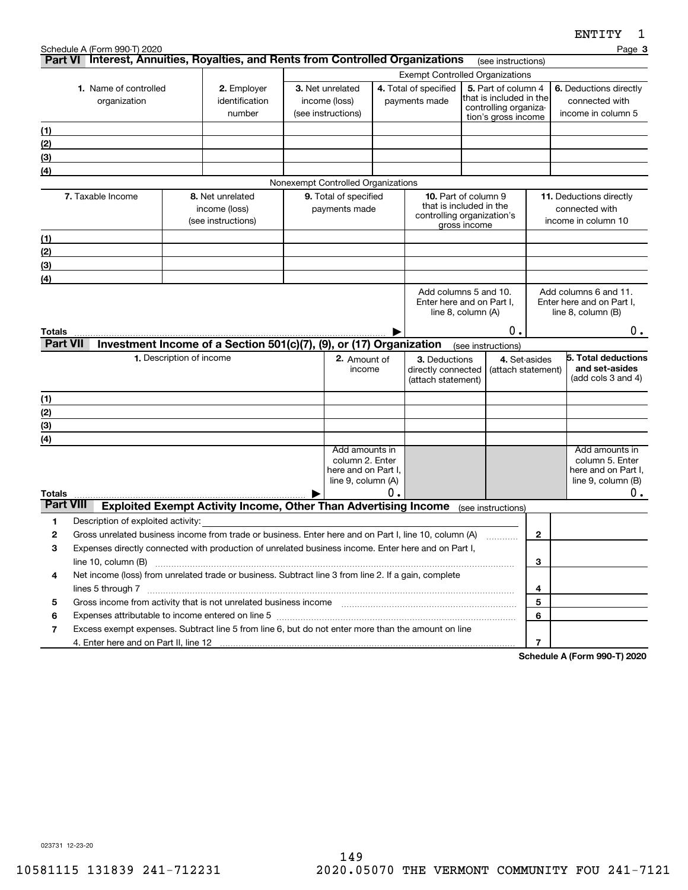ENTITY 1

Schedule A (Form 990-T) 2020 Page **3**

## Part VI Interest, Annuities, Royalties, and Rents from Controlled Organizations (see instructions)

| | | Exempt Controlled Organizations | | | |
|---|---|---|---|---|---|
| **1.** Name of controlled organization | **2.** Employer identification number | **3.** Net unrelated income (loss) (see instructions) | **4.** Total of specified payments made | **5.** Part of column 4 that is included in the controlling organization's gross income | **6.** Deductions directly connected with income in column 5 |
| (1) | | | | | |
| (2) | | | | | |
| (3) | | | | | |
| (4) | | | | | |

Nonexempt Controlled Organizations

| **7.** Taxable Income | **8.** Net unrelated income (loss) (see instructions) | **9.** Total of specified payments made | **10.** Part of column 9 that is included in the controlling organization's gross income | **11.** Deductions directly connected with income in column 10 |
|---|---|---|---|---|
| (1) | | | | |
| (2) | | | | |
| (3) | | | | |
| (4) | | | | |
| **Totals** ▶ | | | Add columns 5 and 10. Enter here and on Part I, line 8, column (A) 0. | Add columns 6 and 11. Enter here and on Part I, line 8, column (B) 0. |

## Part VII Investment Income of a Section 501(c)(7), (9), or (17) Organization (see instructions)

| **1.** Description of income | **2.** Amount of income | **3.** Deductions directly connected (attach statement) | **4.** Set-asides (attach statement) | **5. Total deductions and set-asides** (add cols 3 and 4) |
|---|---|---|---|---|
| (1) | | | | |
| (2) | | | | |
| (3) | | | | |
| (4) | | | | |
| **Totals** ▶ | Add amounts in column 2. Enter here and on Part I, line 9, column (A) 0. | | | Add amounts in column 5. Enter here and on Part I, line 9, column (B) 0. |

## Part VIII Exploited Exempt Activity Income, Other Than Advertising Income (see instructions)

| | | | |
|---|---|---|---|
| **1** | Description of exploited activity: | | |
| **2** | Gross unrelated business income from trade or business. Enter here and on Part I, line 10, column (A) | **2** | |
| **3** | Expenses directly connected with production of unrelated business income. Enter here and on Part I, line 10, column (B) | **3** | |
| **4** | Net income (loss) from unrelated trade or business. Subtract line 3 from line 2. If a gain, complete lines 5 through 7 | **4** | |
| **5** | Gross income from activity that is not unrelated business income | **5** | |
| **6** | Expenses attributable to income entered on line 5 | **6** | |
| **7** | Excess exempt expenses. Subtract line 5 from line 6, but do not enter more than the amount on line 4. Enter here and on Part II, line 12 | **7** | |

**Schedule A (Form 990-T) 2020**

023731 12-23-20

10581115 131839 241-712231 2020.05070 THE VERMONT COMMUNITY FOU 241-7121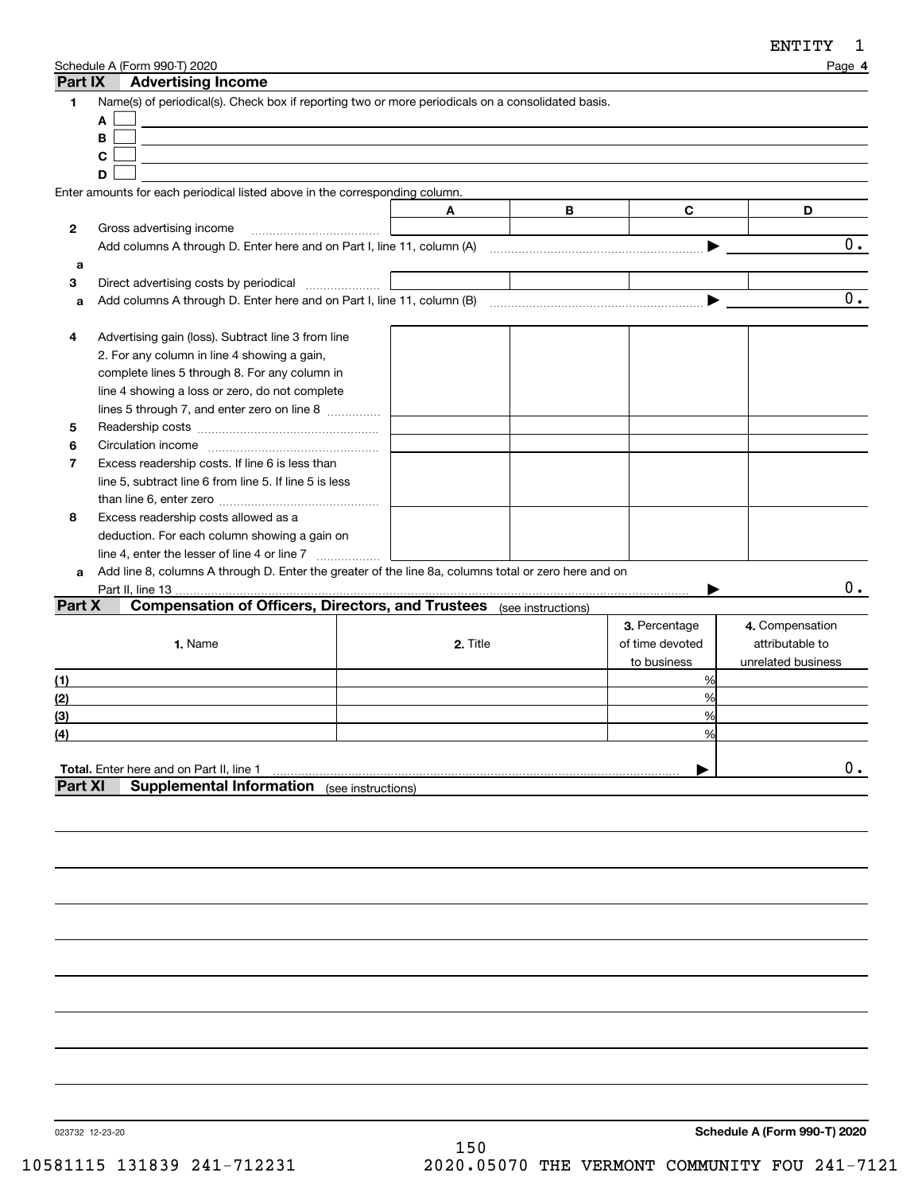ENTITY 1

Schedule A (Form 990-T) 2020 Page **4**

## Part IX Advertising Income

**1** Name(s) of periodical(s). Check box if reporting two or more periodicals on a consolidated basis.

- **A** ☐
- **B** ☐
- **C** ☐
- **D** ☐

Enter amounts for each periodical listed above in the corresponding column.

| | | A | B | C | D |
|---|---|---|---|---|---|
| **2** | Gross advertising income | | | | |
| | Add columns A through D. Enter here and on Part I, line 11, column (A) ▶ | | | | 0. |
| **a** | | | | | |
| **3** | Direct advertising costs by periodical | | | | |
| **a** | Add columns A through D. Enter here and on Part I, line 11, column (B) ▶ | | | | 0. |
| **4** | Advertising gain (loss). Subtract line 3 from line 2. For any column in line 4 showing a gain, complete lines 5 through 8. For any column in line 4 showing a loss or zero, do not complete lines 5 through 7, and enter zero on line 8 | | | | |
| **5** | Readership costs | | | | |
| **6** | Circulation income | | | | |
| **7** | Excess readership costs. If line 6 is less than line 5, subtract line 6 from line 5. If line 5 is less than line 6, enter zero | | | | |
| **8** | Excess readership costs allowed as a deduction. For each column showing a gain on line 4, enter the lesser of line 4 or line 7 | | | | |
| **a** | Add line 8, columns A through D. Enter the greater of the line 8a, columns total or zero here and on Part II, line 13 ▶ | | | | 0. |

## Part X Compensation of Officers, Directors, and Trustees (see instructions)

| | 1. Name | 2. Title | 3. Percentage of time devoted to business | 4. Compensation attributable to unrelated business |
|---|---|---|---|---|
| (1) | | | % | |
| (2) | | | % | |
| (3) | | | % | |
| (4) | | | % | |
| **Total.** Enter here and on Part II, line 1 ▶ | | | | 0. |

## Part XI Supplemental Information (see instructions)

023732 12-23-20 **Schedule A (Form 990-T) 2020**

10581115 131839 241-712231 2020.05070 THE VERMONT COMMUNITY FOU 241-7121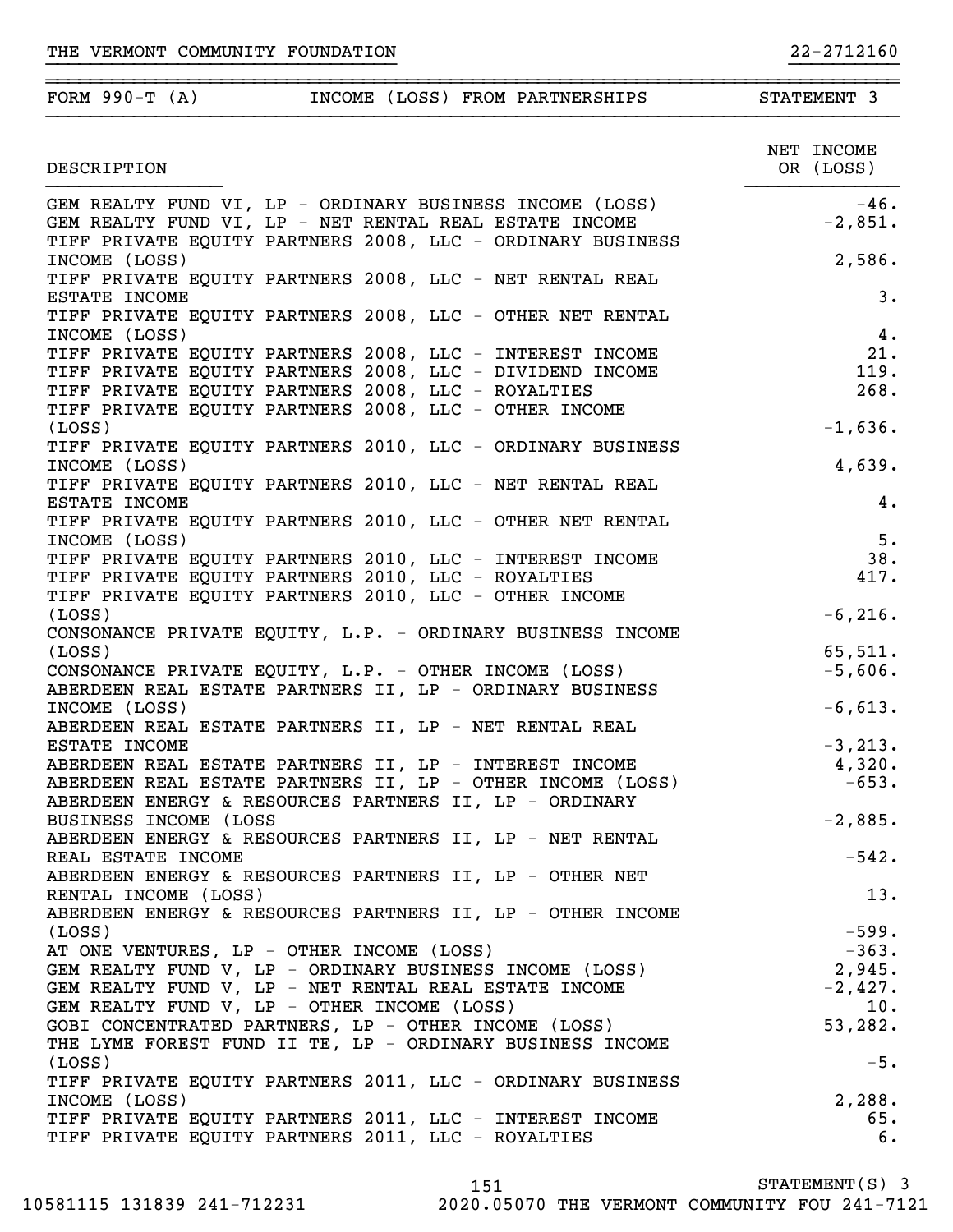THE VERMONT COMMUNITY FOUNDATION 22-2712160

## FORM 990-T (A) INCOME (LOSS) FROM PARTNERSHIPS STATEMENT 3

| DESCRIPTION | NET INCOME OR (LOSS) |
|---|---|
| GEM REALTY FUND VI, LP - ORDINARY BUSINESS INCOME (LOSS) | -46. |
| GEM REALTY FUND VI, LP - NET RENTAL REAL ESTATE INCOME | -2,851. |
| TIFF PRIVATE EQUITY PARTNERS 2008, LLC - ORDINARY BUSINESS INCOME (LOSS) | 2,586. |
| TIFF PRIVATE EQUITY PARTNERS 2008, LLC - NET RENTAL REAL ESTATE INCOME | 3. |
| TIFF PRIVATE EQUITY PARTNERS 2008, LLC - OTHER NET RENTAL INCOME (LOSS) | 4. |
| TIFF PRIVATE EQUITY PARTNERS 2008, LLC - INTEREST INCOME | 21. |
| TIFF PRIVATE EQUITY PARTNERS 2008, LLC - DIVIDEND INCOME | 119. |
| TIFF PRIVATE EQUITY PARTNERS 2008, LLC - ROYALTIES | 268. |
| TIFF PRIVATE EQUITY PARTNERS 2008, LLC - OTHER INCOME (LOSS) | -1,636. |
| TIFF PRIVATE EQUITY PARTNERS 2010, LLC - ORDINARY BUSINESS INCOME (LOSS) | 4,639. |
| TIFF PRIVATE EQUITY PARTNERS 2010, LLC - NET RENTAL REAL ESTATE INCOME | 4. |
| TIFF PRIVATE EQUITY PARTNERS 2010, LLC - OTHER NET RENTAL INCOME (LOSS) | 5. |
| TIFF PRIVATE EQUITY PARTNERS 2010, LLC - INTEREST INCOME | 38. |
| TIFF PRIVATE EQUITY PARTNERS 2010, LLC - ROYALTIES | 417. |
| TIFF PRIVATE EQUITY PARTNERS 2010, LLC - OTHER INCOME (LOSS) | -6,216. |
| CONSONANCE PRIVATE EQUITY, L.P. - ORDINARY BUSINESS INCOME (LOSS) | 65,511. |
| CONSONANCE PRIVATE EQUITY, L.P. - OTHER INCOME (LOSS) | -5,606. |
| ABERDEEN REAL ESTATE PARTNERS II, LP - ORDINARY BUSINESS INCOME (LOSS) | -6,613. |
| ABERDEEN REAL ESTATE PARTNERS II, LP - NET RENTAL REAL ESTATE INCOME | -3,213. |
| ABERDEEN REAL ESTATE PARTNERS II, LP - INTEREST INCOME | 4,320. |
| ABERDEEN REAL ESTATE PARTNERS II, LP - OTHER INCOME (LOSS) | -653. |
| ABERDEEN ENERGY & RESOURCES PARTNERS II, LP - ORDINARY BUSINESS INCOME (LOSS | -2,885. |
| ABERDEEN ENERGY & RESOURCES PARTNERS II, LP - NET RENTAL REAL ESTATE INCOME | -542. |
| ABERDEEN ENERGY & RESOURCES PARTNERS II, LP - OTHER NET RENTAL INCOME (LOSS) | 13. |
| ABERDEEN ENERGY & RESOURCES PARTNERS II, LP - OTHER INCOME (LOSS) | -599. |
| AT ONE VENTURES, LP - OTHER INCOME (LOSS) | -363. |
| GEM REALTY FUND V, LP - ORDINARY BUSINESS INCOME (LOSS) | 2,945. |
| GEM REALTY FUND V, LP - NET RENTAL REAL ESTATE INCOME | -2,427. |
| GEM REALTY FUND V, LP - OTHER INCOME (LOSS) | 10. |
| GOBI CONCENTRATED PARTNERS, LP - OTHER INCOME (LOSS) | 53,282. |
| THE LYME FOREST FUND II TE, LP - ORDINARY BUSINESS INCOME (LOSS) | -5. |
| TIFF PRIVATE EQUITY PARTNERS 2011, LLC - ORDINARY BUSINESS INCOME (LOSS) | 2,288. |
| TIFF PRIVATE EQUITY PARTNERS 2011, LLC - INTEREST INCOME | 65. |
| TIFF PRIVATE EQUITY PARTNERS 2011, LLC - ROYALTIES | 6. |

STATEMENT(S) 3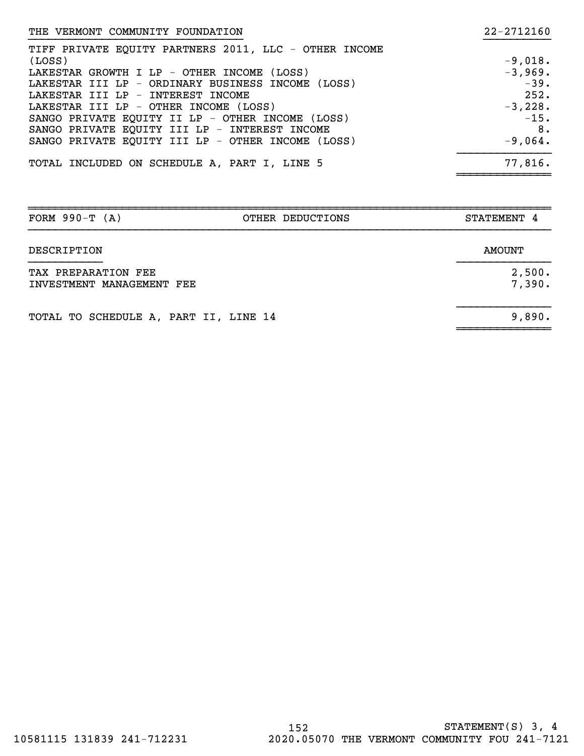THE VERMONT COMMUNITY FOUNDATION 22-2712160

| | |
|---|---|
| TIFF PRIVATE EQUITY PARTNERS 2011, LLC - OTHER INCOME (LOSS) | -9,018. |
| LAKESTAR GROWTH I LP - OTHER INCOME (LOSS) | -3,969. |
| LAKESTAR III LP - ORDINARY BUSINESS INCOME (LOSS) | -39. |
| LAKESTAR III LP - INTEREST INCOME | 252. |
| LAKESTAR III LP - OTHER INCOME (LOSS) | -3,228. |
| SANGO PRIVATE EQUITY II LP - OTHER INCOME (LOSS) | -15. |
| SANGO PRIVATE EQUITY III LP - INTEREST INCOME | 8. |
| SANGO PRIVATE EQUITY III LP - OTHER INCOME (LOSS) | -9,064. |
| TOTAL INCLUDED ON SCHEDULE A, PART I, LINE 5 | 77,816. |

FORM 990-T (A) OTHER DEDUCTIONS STATEMENT 4

| DESCRIPTION | AMOUNT |
|---|---|
| TAX PREPARATION FEE | 2,500. |
| INVESTMENT MANAGEMENT FEE | 7,390. |
| TOTAL TO SCHEDULE A, PART II, LINE 14 | 9,890. |

STATEMENT(S) 3, 4

10581115 131839 241-712231 2020.05070 THE VERMONT COMMUNITY FOU 241-7121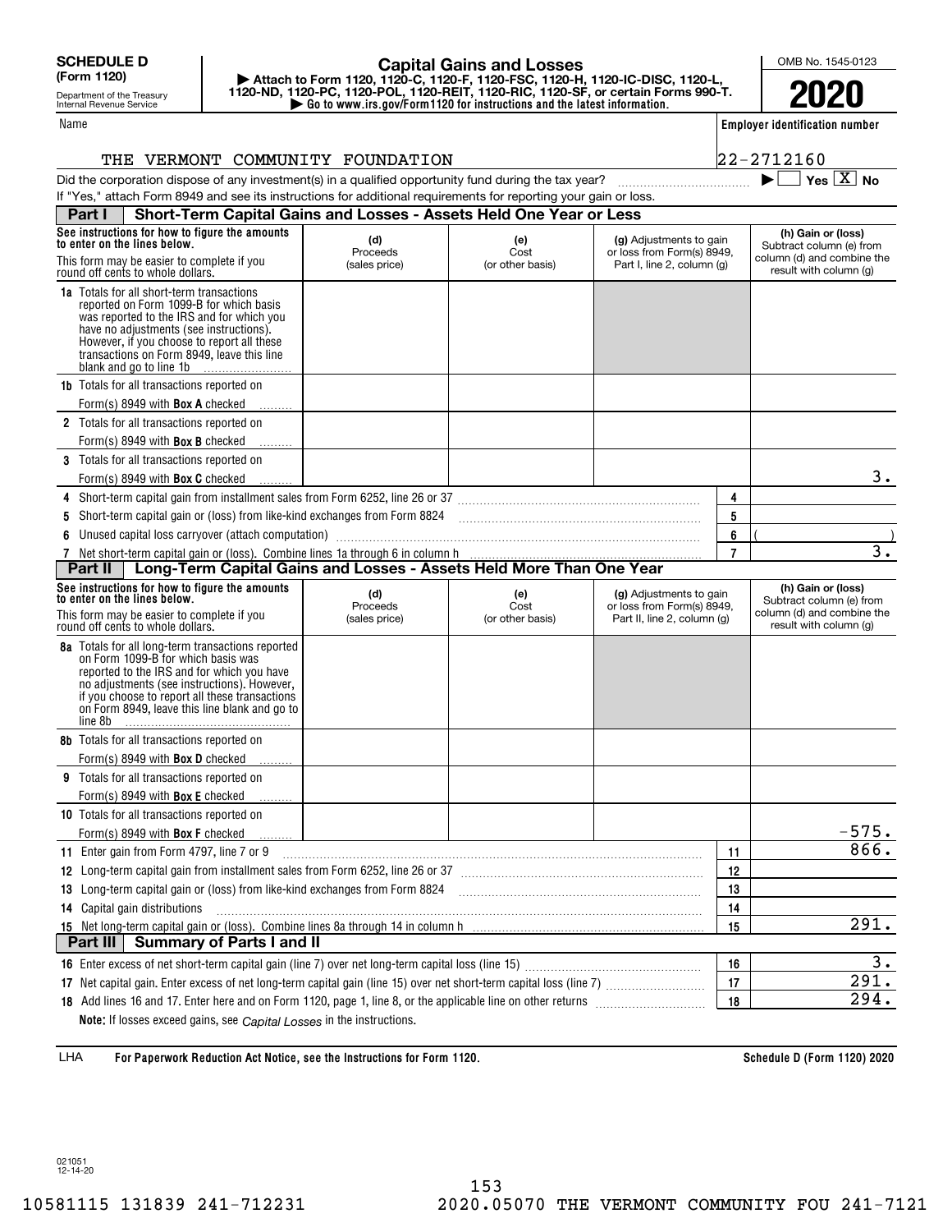**SCHEDULE D (Form 1120)**

Department of the Treasury
Internal Revenue Service

# Capital Gains and Losses

▶ Attach to Form 1120, 1120-C, 1120-F, 1120-FSC, 1120-H, 1120-IC-DISC, 1120-L, 1120-ND, 1120-PC, 1120-POL, 1120-REIT, 1120-RIC, 1120-SF, or certain Forms 990-T.
▶ Go to www.irs.gov/Form1120 for instructions and the latest information.

OMB No. 1545-0123

**2020**

Name: THE VERMONT COMMUNITY FOUNDATION

Employer identification number: 22-2712160

Did the corporation dispose of any investment(s) in a qualified opportunity fund during the tax year? ▶ ☐ Yes ☒ No

If "Yes," attach Form 8949 and see its instructions for additional requirements for reporting your gain or loss.

## Part I — Short-Term Capital Gains and Losses - Assets Held One Year or Less

| See instructions for how to figure the amounts to enter on the lines below. This form may be easier to complete if you round off cents to whole dollars. | (d) Proceeds (sales price) | (e) Cost (or other basis) | (g) Adjustments to gain or loss from Form(s) 8949, Part I, line 2, column (g) | (h) Gain or (loss) Subtract column (e) from column (d) and combine the result with column (g) |
|---|---|---|---|---|
| **1a** Totals for all short-term transactions reported on Form 1099-B for which basis was reported to the IRS and for which you have no adjustments (see instructions). However, if you choose to report all these transactions on Form 8949, leave this line blank and go to line 1b | | | | |
| **1b** Totals for all transactions reported on Form(s) 8949 with **Box A** checked | | | | |
| **2** Totals for all transactions reported on Form(s) 8949 with **Box B** checked | | | | |
| **3** Totals for all transactions reported on Form(s) 8949 with **Box C** checked | | | | 3. |

| Line | Description | Amount |
|---|---|---|
| 4 | Short-term capital gain from installment sales from Form 6252, line 26 or 37 | |
| 5 | Short-term capital gain or (loss) from like-kind exchanges from Form 8824 | |
| 6 | Unused capital loss carryover (attach computation) | ( ) |
| 7 | Net short-term capital gain or (loss). Combine lines 1a through 6 in column h | 3. |

## Part II — Long-Term Capital Gains and Losses - Assets Held More Than One Year

| See instructions for how to figure the amounts to enter on the lines below. This form may be easier to complete if you round off cents to whole dollars. | (d) Proceeds (sales price) | (e) Cost (or other basis) | (g) Adjustments to gain or loss from Form(s) 8949, Part II, line 2, column (g) | (h) Gain or (loss) Subtract column (e) from column (d) and combine the result with column (g) |
|---|---|---|---|---|
| **8a** Totals for all long-term transactions reported on Form 1099-B for which basis was reported to the IRS and for which you have no adjustments (see instructions). However, if you choose to report all these transactions on Form 8949, leave this line blank and go to line 8b | | | | |
| **8b** Totals for all transactions reported on Form(s) 8949 with **Box D** checked | | | | |
| **9** Totals for all transactions reported on Form(s) 8949 with **Box E** checked | | | | |
| **10** Totals for all transactions reported on Form(s) 8949 with **Box F** checked | | | | -575. |

| Line | Description | Amount |
|---|---|---|
| 11 | Enter gain from Form 4797, line 7 or 9 | 866. |
| 12 | Long-term capital gain from installment sales from Form 6252, line 26 or 37 | |
| 13 | Long-term capital gain or (loss) from like-kind exchanges from Form 8824 | |
| 14 | Capital gain distributions | |
| 15 | Net long-term capital gain or (loss). Combine lines 8a through 14 in column h | 291. |

## Part III — Summary of Parts I and II

| Line | Description | Amount |
|---|---|---|
| 16 | Enter excess of net short-term capital gain (line 7) over net long-term capital loss (line 15) | 3. |
| 17 | Net capital gain. Enter excess of net long-term capital gain (line 15) over net short-term capital loss (line 7) | 291. |
| 18 | Add lines 16 and 17. Enter here and on Form 1120, page 1, line 8, or the applicable line on other returns | 294. |

**Note:** If losses exceed gains, see *Capital Losses* in the instructions.

LHA **For Paperwork Reduction Act Notice, see the Instructions for Form 1120.** **Schedule D (Form 1120) 2020**

021051
12-14-20

10581115 131839 241-712231 2020.05070 THE VERMONT COMMUNITY FOU 241-7121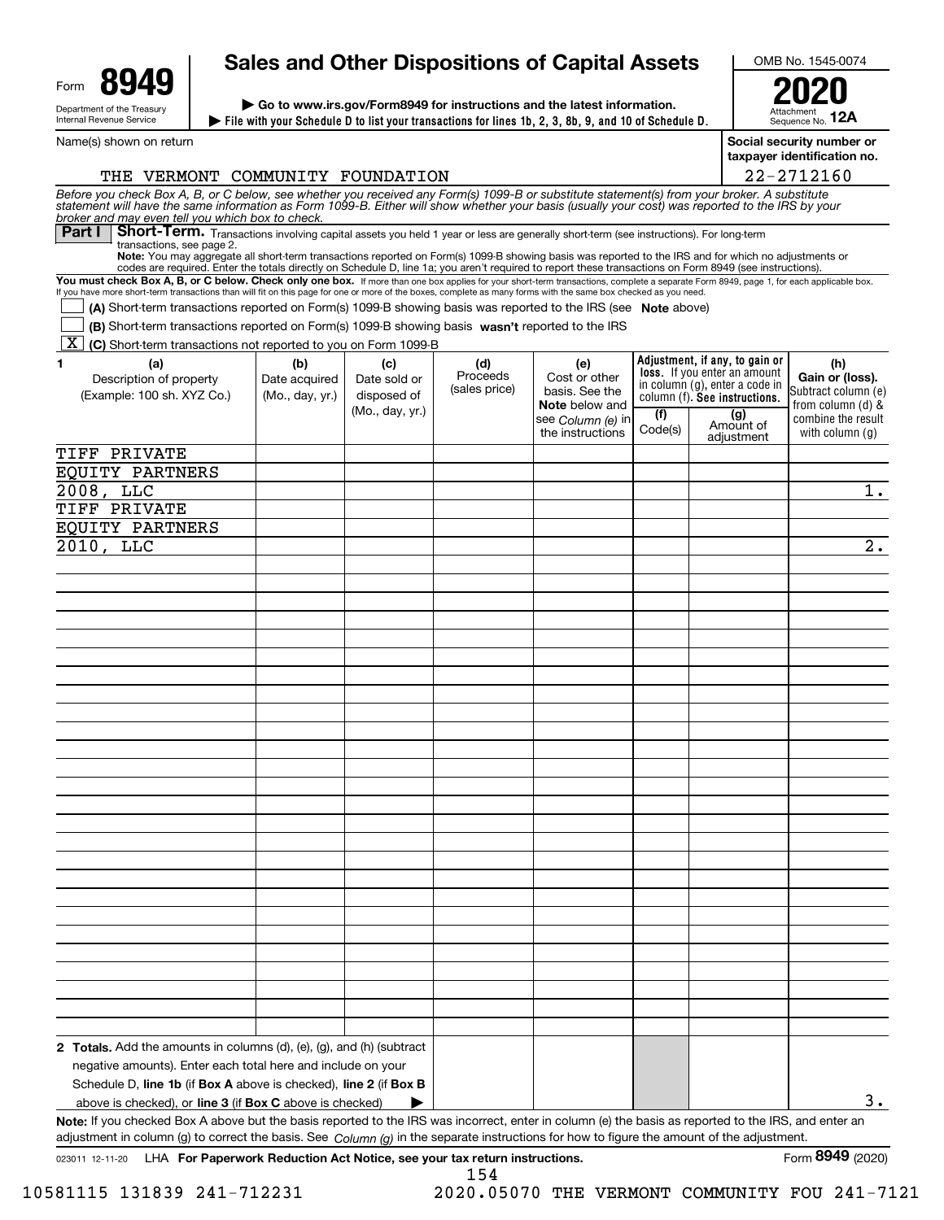Form **8949**

Department of the Treasury
Internal Revenue Service

# Sales and Other Dispositions of Capital Assets

▶ Go to www.irs.gov/Form8949 for instructions and the latest information.

▶ File with your Schedule D to list your transactions for lines 1b, 2, 3, 8b, 9, and 10 of Schedule D.

OMB No. 1545-0074

**2020**

Attachment Sequence No. **12A**

Name(s) shown on return: THE VERMONT COMMUNITY FOUNDATION

Social security number or taxpayer identification no.: 22-2712160

*Before you check Box A, B, or C below, see whether you received any Form(s) 1099-B or substitute statement(s) from your broker. A substitute statement will have the same information as Form 1099-B. Either will show whether your basis (usually your cost) was reported to the IRS by your broker and may even tell you which box to check.*

**Part I** **Short-Term.** Transactions involving capital assets you held 1 year or less are generally short-term (see instructions). For long-term transactions, see page 2.

**Note:** You may aggregate all short-term transactions reported on Form(s) 1099-B showing basis was reported to the IRS and for which no adjustments or codes are required. Enter the totals directly on Schedule D, line 1a; you aren't required to report these transactions on Form 8949 (see instructions).

**You must check Box A, B, or C below. Check only one box.** If more than one box applies for your short-term transactions, complete a separate Form 8949, page 1, for each applicable box. If you have more short-term transactions than will fit on this page for one or more of the boxes, complete as many forms with the same box checked as you need.

☐ **(A)** Short-term transactions reported on Form(s) 1099-B showing basis was reported to the IRS (see **Note** above)

☐ **(B)** Short-term transactions reported on Form(s) 1099-B showing basis **wasn't** reported to the IRS

☒ **(C)** Short-term transactions not reported to you on Form 1099-B

| 1 (a) Description of property (Example: 100 sh. XYZ Co.) | (b) Date acquired (Mo., day, yr.) | (c) Date sold or disposed of (Mo., day, yr.) | (d) Proceeds (sales price) | (e) Cost or other basis. See the **Note** below and see *Column (e)* in the instructions | Adjustment, if any, to gain or loss. If you enter an amount in column (g), enter a code in column (f). See instructions. (f) Code(s) | (g) Amount of adjustment | (h) Gain or (loss). Subtract column (e) from column (d) & combine the result with column (g) |
|---|---|---|---|---|---|---|---|
| TIFF PRIVATE EQUITY PARTNERS 2008, LLC | | | | | | | 1. |
| TIFF PRIVATE EQUITY PARTNERS 2010, LLC | | | | | | | 2. |
| **2 Totals.** Add the amounts in columns (d), (e), (g), and (h) (subtract negative amounts). Enter each total here and include on your Schedule D, **line 1b** (if **Box A** above is checked), **line 2** (if **Box B** above is checked), or **line 3** (if **Box C** above is checked) ▶ | | | | | | | 3. |

**Note:** If you checked Box A above but the basis reported to the IRS was incorrect, enter in column (e) the basis as reported to the IRS, and enter an adjustment in column (g) to correct the basis. See *Column (g)* in the separate instructions for how to figure the amount of the adjustment.

023011 12-11-20 LHA **For Paperwork Reduction Act Notice, see your tax return instructions.** Form **8949** (2020)

10581115 131839 241-712231 2020.05070 THE VERMONT COMMUNITY FOU 241-7121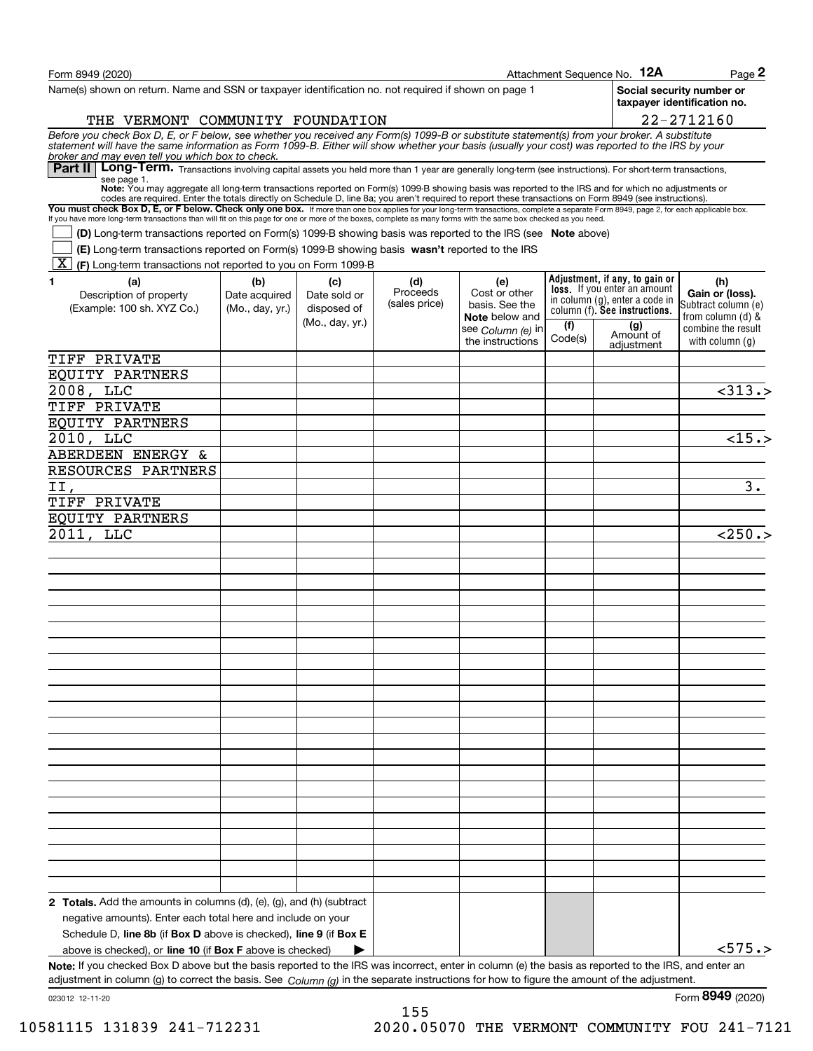Form 8949 (2020) Attachment Sequence No. **12A** Page **2**

Name(s) shown on return. Name and SSN or taxpayer identification no. not required if shown on page 1

THE VERMONT COMMUNITY FOUNDATION

**Social security number or taxpayer identification no.**

22-2712160

*Before you check Box D, E, or F below, see whether you received any Form(s) 1099-B or substitute statement(s) from your broker. A substitute statement will have the same information as Form 1099-B. Either will show whether your basis (usually your cost) was reported to the IRS by your broker and may even tell you which box to check.*

## Part II Long-Term.

Transactions involving capital assets you held more than 1 year are generally long-term (see instructions). For short-term transactions, see page 1.

**Note:** You may aggregate all long-term transactions reported on Form(s) 1099-B showing basis was reported to the IRS and for which no adjustments or codes are required. Enter the totals directly on Schedule D, line 8a; you aren't required to report these transactions on Form 8949 (see instructions).

**You must check Box D, E, or F below. Check only one box.** If more than one box applies for your long-term transactions, complete a separate Form 8949, page 2, for each applicable box. If you have more long-term transactions than will fit on this page for one or more of the boxes, complete as many forms with the same box checked as you need.

- [ ] **(D)** Long-term transactions reported on Form(s) 1099-B showing basis was reported to the IRS (see **Note** above)
- [ ] **(E)** Long-term transactions reported on Form(s) 1099-B showing basis **wasn't** reported to the IRS
- [X] **(F)** Long-term transactions not reported to you on Form 1099-B

| 1 (a) Description of property (Example: 100 sh. XYZ Co.) | (b) Date acquired (Mo., day, yr.) | (c) Date sold or disposed of (Mo., day, yr.) | (d) Proceeds (sales price) | (e) Cost or other basis. See the **Note** below and see *Column (e)* in the instructions | Adjustment, if any, to gain or loss. If you enter an amount in column (g), enter a code in column (f). See instructions. (f) Code(s) | (g) Amount of adjustment | (h) Gain or (loss). Subtract column (e) from column (d) & combine the result with column (g) |
|---|---|---|---|---|---|---|---|
| TIFF PRIVATE EQUITY PARTNERS 2008, LLC | | | | | | | <313.> |
| TIFF PRIVATE EQUITY PARTNERS 2010, LLC | | | | | | | <15.> |
| ABERDEEN ENERGY & RESOURCES PARTNERS II, | | | | | | | 3. |
| TIFF PRIVATE EQUITY PARTNERS 2011, LLC | | | | | | | <250.> |
| **2 Totals.** Add the amounts in columns (d), (e), (g), and (h) (subtract negative amounts). Enter each total here and include on your Schedule D, **line 8b** (if **Box D** above is checked), **line 9** (if **Box E** above is checked), or **line 10** (if **Box F** above is checked) ▶ | | | | | | | <575.> |

**Note:** If you checked Box D above but the basis reported to the IRS was incorrect, enter in column (e) the basis as reported to the IRS, and enter an adjustment in column (g) to correct the basis. See *Column (g)* in the separate instructions for how to figure the amount of the adjustment.

023012 12-11-20 Form **8949** (2020)

10581115 131839 241-712231 2020.05070 THE VERMONT COMMUNITY FOU 241-7121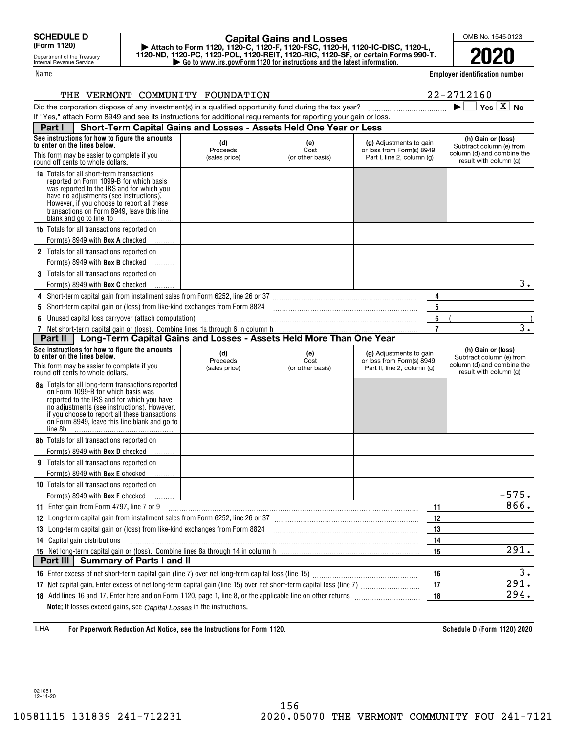**SCHEDULE D (Form 1120)**

Department of the Treasury Internal Revenue Service

# Capital Gains and Losses

▶ Attach to Form 1120, 1120-C, 1120-F, 1120-FSC, 1120-H, 1120-IC-DISC, 1120-L, 1120-ND, 1120-PC, 1120-POL, 1120-REIT, 1120-RIC, 1120-SF, or certain Forms 990-T.

▶ Go to www.irs.gov/Form1120 for instructions and the latest information.

OMB No. 1545-0123

**2020**

Name: THE VERMONT COMMUNITY FOUNDATION

Employer identification number: 22-2712160

Did the corporation dispose of any investment(s) in a qualified opportunity fund during the tax year? ▶ ☐ Yes ☒ No

If "Yes," attach Form 8949 and see its instructions for additional requirements for reporting your gain or loss.

## Part I Short-Term Capital Gains and Losses - Assets Held One Year or Less

| See instructions for how to figure the amounts to enter on the lines below. This form may be easier to complete if you round off cents to whole dollars. | (d) Proceeds (sales price) | (e) Cost (or other basis) | (g) Adjustments to gain or loss from Form(s) 8949, Part I, line 2, column (g) | (h) Gain or (loss) Subtract column (e) from column (d) and combine the result with column (g) |
|---|---|---|---|---|
| **1a** Totals for all short-term transactions reported on Form 1099-B for which basis was reported to the IRS and for which you have no adjustments (see instructions). However, if you choose to report all these transactions on Form 8949, leave this line blank and go to line 1b | | | | |
| **1b** Totals for all transactions reported on Form(s) 8949 with **Box A** checked | | | | |
| **2** Totals for all transactions reported on Form(s) 8949 with **Box B** checked | | | | |
| **3** Totals for all transactions reported on Form(s) 8949 with **Box C** checked | | | | 3. |
| **4** Short-term capital gain from installment sales from Form 6252, line 26 or 37 | | | 4 | |
| **5** Short-term capital gain or (loss) from like-kind exchanges from Form 8824 | | | 5 | |
| **6** Unused capital loss carryover (attach computation) | | | 6 | ( ) |
| **7** Net short-term capital gain or (loss). Combine lines 1a through 6 in column h | | | 7 | 3. |

## Part II Long-Term Capital Gains and Losses - Assets Held More Than One Year

| See instructions for how to figure the amounts to enter on the lines below. This form may be easier to complete if you round off cents to whole dollars. | (d) Proceeds (sales price) | (e) Cost (or other basis) | (g) Adjustments to gain or loss from Form(s) 8949, Part II, line 2, column (g) | (h) Gain or (loss) Subtract column (e) from column (d) and combine the result with column (g) |
|---|---|---|---|---|
| **8a** Totals for all long-term transactions reported on Form 1099-B for which basis was reported to the IRS and for which you have no adjustments (see instructions). However, if you choose to report all these transactions on Form 8949, leave this line blank and go to line 8b | | | | |
| **8b** Totals for all transactions reported on Form(s) 8949 with **Box D** checked | | | | |
| **9** Totals for all transactions reported on Form(s) 8949 with **Box E** checked | | | | |
| **10** Totals for all transactions reported on Form(s) 8949 with **Box F** checked | | | | -575. |
| **11** Enter gain from Form 4797, line 7 or 9 | | | 11 | 866. |
| **12** Long-term capital gain from installment sales from Form 6252, line 26 or 37 | | | 12 | |
| **13** Long-term capital gain or (loss) from like-kind exchanges from Form 8824 | | | 13 | |
| **14** Capital gain distributions | | | 14 | |
| **15** Net long-term capital gain or (loss). Combine lines 8a through 14 in column h | | | 15 | 291. |

## Part III Summary of Parts I and II

| | | |
|---|---|---|
| **16** Enter excess of net short-term capital gain (line 7) over net long-term capital loss (line 15) | 16 | 3. |
| **17** Net capital gain. Enter excess of net long-term capital gain (line 15) over net short-term capital loss (line 7) | 17 | 291. |
| **18** Add lines 16 and 17. Enter here and on Form 1120, page 1, line 8, or the applicable line on other returns | 18 | 294. |

**Note:** If losses exceed gains, see *Capital Losses* in the instructions.

LHA **For Paperwork Reduction Act Notice, see the Instructions for Form 1120.** **Schedule D (Form 1120) 2020**

021051 12-14-20

10581115 131839 241-712231 2020.05070 THE VERMONT COMMUNITY FOU 241-7121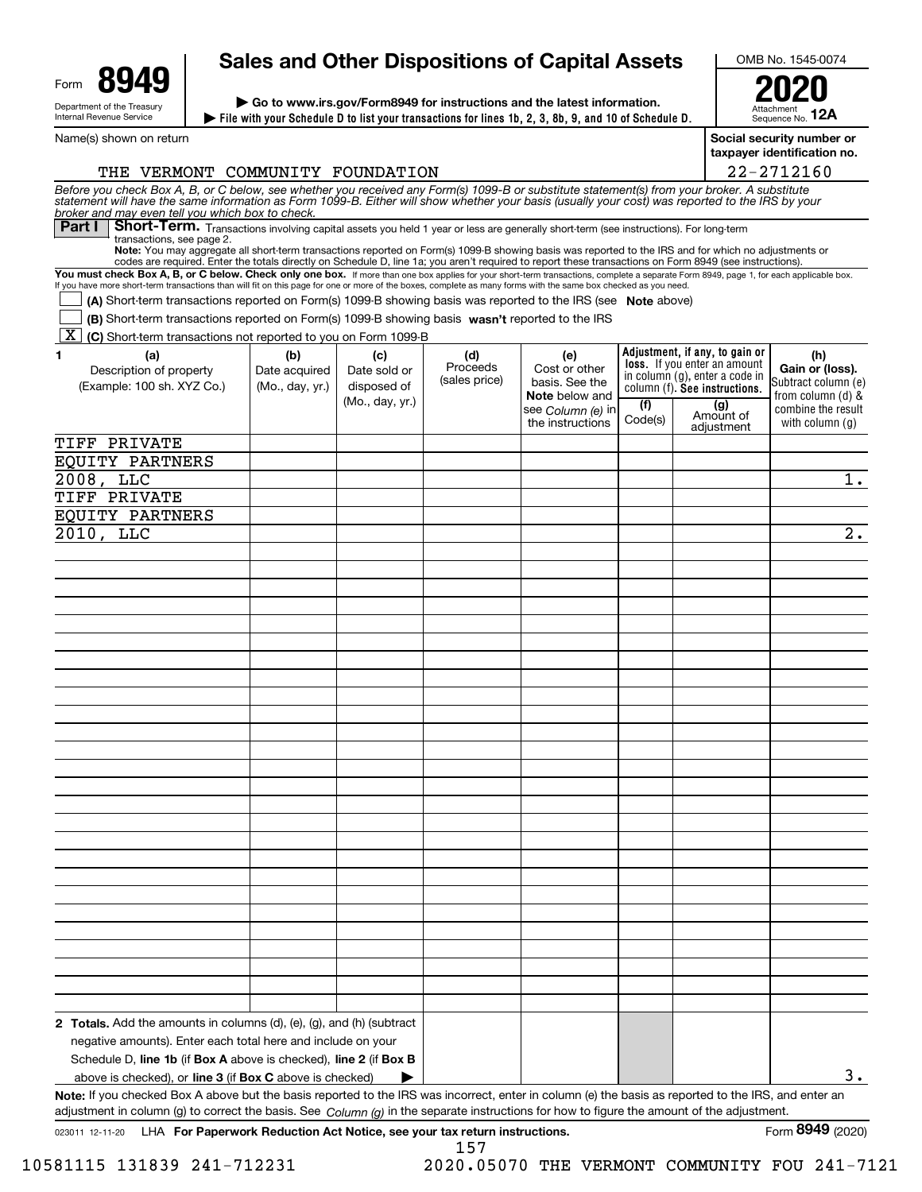Form **8949**

Department of the Treasury
Internal Revenue Service

# Sales and Other Dispositions of Capital Assets

▶ Go to www.irs.gov/Form8949 for instructions and the latest information.
▶ File with your Schedule D to list your transactions for lines 1b, 2, 3, 8b, 9, and 10 of Schedule D.

OMB No. 1545-0074
**2020**
Attachment Sequence No. **12A**

Name(s) shown on return: THE VERMONT COMMUNITY FOUNDATION

Social security number or taxpayer identification no.: 22-2712160

*Before you check Box A, B, or C below, see whether you received any Form(s) 1099-B or substitute statement(s) from your broker. A substitute statement will have the same information as Form 1099-B. Either will show whether your basis (usually your cost) was reported to the IRS by your broker and may even tell you which box to check.*

**Part I** **Short-Term.** Transactions involving capital assets you held 1 year or less are generally short-term (see instructions). For long-term transactions, see page 2.

**Note:** You may aggregate all short-term transactions reported on Form(s) 1099-B showing basis was reported to the IRS and for which no adjustments or codes are required. Enter the totals directly on Schedule D, line 1a; you aren't required to report these transactions on Form 8949 (see instructions).

**You must check Box A, B, or C below. Check only one box.** If more than one box applies for your short-term transactions, complete a separate Form 8949, page 1, for each applicable box. If you have more short-term transactions than will fit on this page for one or more of the boxes, complete as many forms with the same box checked as you need.

☐ **(A)** Short-term transactions reported on Form(s) 1099-B showing basis was reported to the IRS (see **Note** above)
☐ **(B)** Short-term transactions reported on Form(s) 1099-B showing basis **wasn't** reported to the IRS
☒ **(C)** Short-term transactions not reported to you on Form 1099-B

| 1 (a) Description of property (Example: 100 sh. XYZ Co.) | (b) Date acquired (Mo., day, yr.) | (c) Date sold or disposed of (Mo., day, yr.) | (d) Proceeds (sales price) | (e) Cost or other basis. See the **Note** below and see *Column (e)* in the instructions | Adjustment, if any, to gain or loss. If you enter an amount in column (g), enter a code in column (f). See instructions. (f) Code(s) | (g) Amount of adjustment | (h) Gain or (loss). Subtract column (e) from column (d) & combine the result with column (g) |
|---|---|---|---|---|---|---|---|
| TIFF PRIVATE EQUITY PARTNERS 2008, LLC | | | | | | | 1. |
| TIFF PRIVATE EQUITY PARTNERS 2010, LLC | | | | | | | 2. |
| **2 Totals.** Add the amounts in columns (d), (e), (g), and (h) (subtract negative amounts). Enter each total here and include on your Schedule D, **line 1b** (if **Box A** above is checked), **line 2** (if **Box B** above is checked), or **line 3** (if **Box C** above is checked) ▶ | | | | | | | 3. |

**Note:** If you checked Box A above but the basis reported to the IRS was incorrect, enter in column (e) the basis as reported to the IRS, and enter an adjustment in column (g) to correct the basis. See *Column (g)* in the separate instructions for how to figure the amount of the adjustment.

023011 12-11-20 LHA **For Paperwork Reduction Act Notice, see your tax return instructions.** Form **8949** (2020)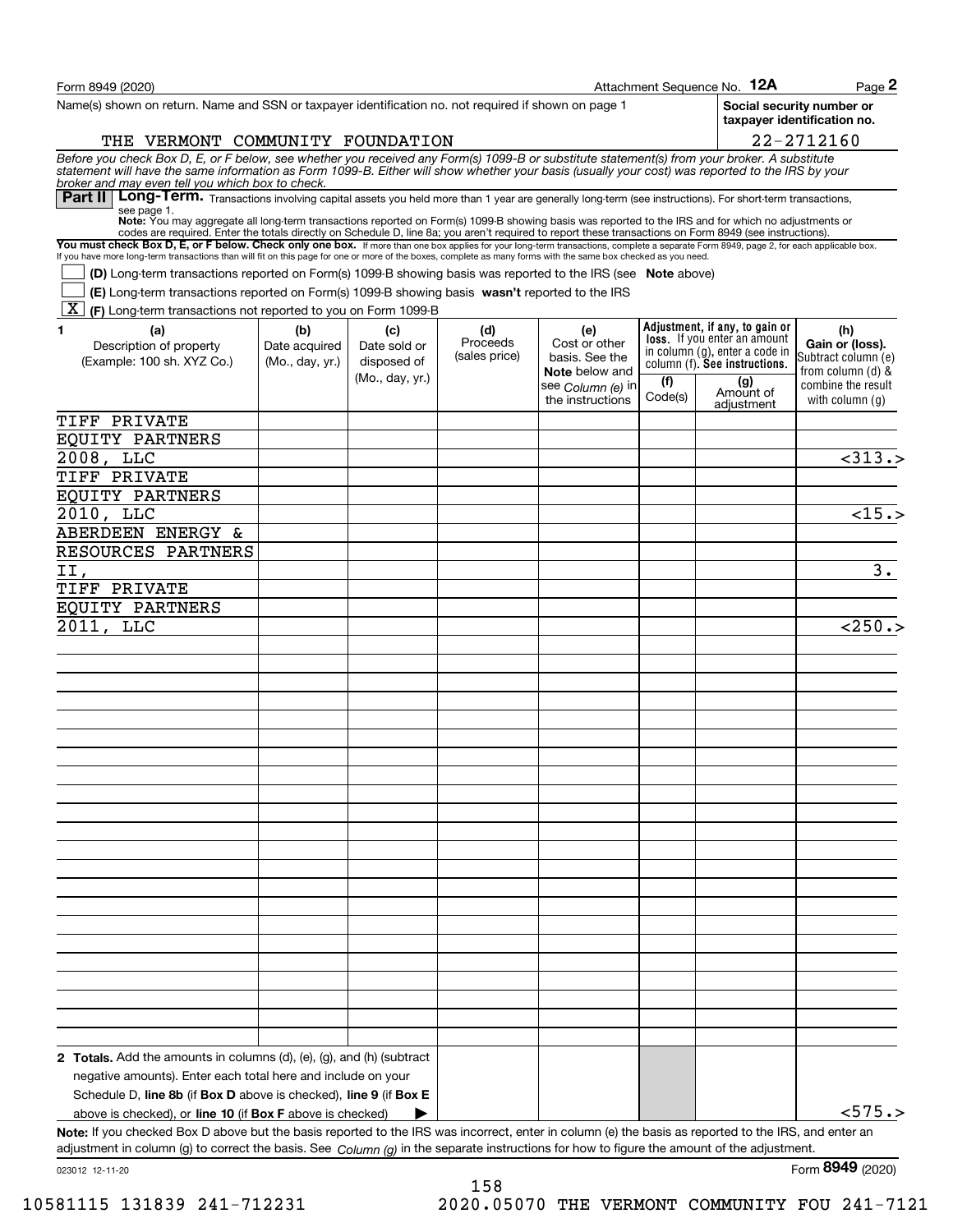Form 8949 (2020) Attachment Sequence No. **12A** Page **2**

Name(s) shown on return. Name and SSN or taxpayer identification no. not required if shown on page 1

THE VERMONT COMMUNITY FOUNDATION

**Social security number or taxpayer identification no.**

22-2712160

*Before you check Box D, E, or F below, see whether you received any Form(s) 1099-B or substitute statement(s) from your broker. A substitute statement will have the same information as Form 1099-B. Either will show whether your basis (usually your cost) was reported to the IRS by your broker and may even tell you which box to check.*

**Part II** **Long-Term.** Transactions involving capital assets you held more than 1 year are generally long-term (see instructions). For short-term transactions, see page 1.

**Note:** You may aggregate all long-term transactions reported on Form(s) 1099-B showing basis was reported to the IRS and for which no adjustments or codes are required. Enter the totals directly on Schedule D, line 8a; you aren't required to report these transactions on Form 8949 (see instructions).

**You must check Box D, E, or F below. Check only one box.** If more than one box applies for your long-term transactions, complete a separate Form 8949, page 2, for each applicable box. If you have more long-term transactions than will fit on this page for one or more of the boxes, complete as many forms with the same box checked as you need.

☐ **(D)** Long-term transactions reported on Form(s) 1099-B showing basis was reported to the IRS (see **Note** above)

☐ **(E)** Long-term transactions reported on Form(s) 1099-B showing basis **wasn't** reported to the IRS

☒ **(F)** Long-term transactions not reported to you on Form 1099-B

| 1 (a) Description of property (Example: 100 sh. XYZ Co.) | (b) Date acquired (Mo., day, yr.) | (c) Date sold or disposed of (Mo., day, yr.) | (d) Proceeds (sales price) | (e) Cost or other basis. See the **Note** below and see *Column (e)* in the instructions | Adjustment, if any, to gain or loss. If you enter an amount in column (g), enter a code in column (f). **See instructions.** (f) Code(s) | (g) Amount of adjustment | (h) Gain or (loss). Subtract column (e) from column (d) & combine the result with column (g) |
|---|---|---|---|---|---|---|---|
| TIFF PRIVATE EQUITY PARTNERS 2008, LLC | | | | | | | <313.> |
| TIFF PRIVATE EQUITY PARTNERS 2010, LLC | | | | | | | <15.> |
| ABERDEEN ENERGY & RESOURCES PARTNERS II, | | | | | | | 3. |
| TIFF PRIVATE EQUITY PARTNERS 2011, LLC | | | | | | | <250.> |
| **2 Totals.** Add the amounts in columns (d), (e), (g), and (h) (subtract negative amounts). Enter each total here and include on your Schedule D, **line 8b** (if **Box D** above is checked), **line 9** (if **Box E** above is checked), or **line 10** (if **Box F** above is checked) ▶ | | | | | | | <575.> |

**Note:** If you checked Box D above but the basis reported to the IRS was incorrect, enter in column (e) the basis as reported to the IRS, and enter an adjustment in column (g) to correct the basis. See *Column (g)* in the separate instructions for how to figure the amount of the adjustment.

023012 12-11-20 Form **8949** (2020)

10581115 131839 241-712231 2020.05070 THE VERMONT COMMUNITY FOU 241-7121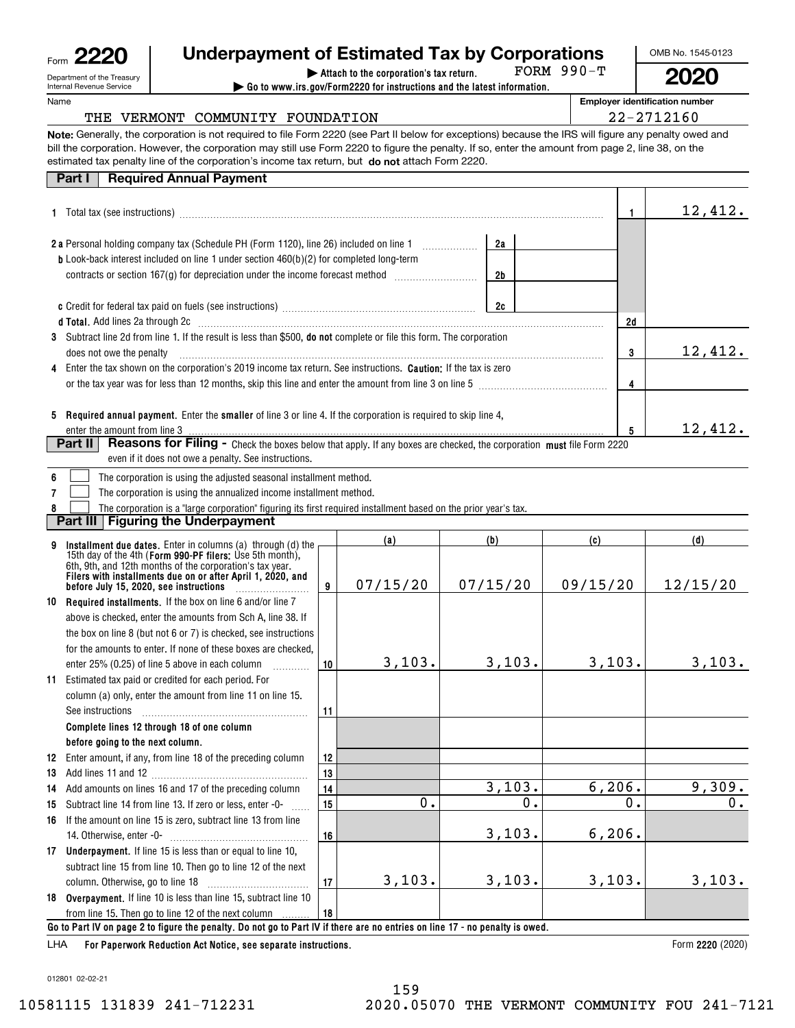Form **2220** — Department of the Treasury, Internal Revenue Service

# Underpayment of Estimated Tax by Corporations

▶ Attach to the corporation's tax return. FORM 990-T

▶ Go to www.irs.gov/Form2220 for instructions and the latest information.

OMB No. 1545-0123

**2020**

Name: THE VERMONT COMMUNITY FOUNDATION

Employer identification number: 22-2712160

**Note:** Generally, the corporation is not required to file Form 2220 (see Part II below for exceptions) because the IRS will figure any penalty owed and bill the corporation. However, the corporation may still use Form 2220 to figure the penalty. If so, enter the amount from page 2, line 38, on the estimated tax penalty line of the corporation's income tax return, but **do not** attach Form 2220.

## Part I Required Annual Payment

| Line | Description | | | Ref | Amount |
|---|---|---|---|---|---|
| 1 | Total tax (see instructions) | | | 1 | 12,412. |
| 2a | Personal holding company tax (Schedule PH (Form 1120), line 26) included on line 1 | 2a | | | |
| b | Look-back interest included on line 1 under section 460(b)(2) for completed long-term contracts or section 167(g) for depreciation under the income forecast method | 2b | | | |
| c | Credit for federal tax paid on fuels (see instructions) | 2c | | | |
| d | **Total.** Add lines 2a through 2c | | | 2d | |
| 3 | Subtract line 2d from line 1. If the result is less than $500, **do not** complete or file this form. The corporation does not owe the penalty | | | 3 | 12,412. |
| 4 | Enter the tax shown on the corporation's 2019 income tax return. See instructions. **Caution:** If the tax is zero or the tax year was for less than 12 months, skip this line and enter the amount from line 3 on line 5 | | | 4 | |
| 5 | **Required annual payment.** Enter the **smaller** of line 3 or line 4. If the corporation is required to skip line 4, enter the amount from line 3 | | | 5 | 12,412. |

## Part II Reasons for Filing - Check the boxes below that apply. If any boxes are checked, the corporation must file Form 2220 even if it does not owe a penalty. See instructions.

6 ☐ The corporation is using the adjusted seasonal installment method.

7 ☐ The corporation is using the annualized income installment method.

8 ☐ The corporation is a "large corporation" figuring its first required installment based on the prior year's tax.

## Part III Figuring the Underpayment

| Line | Description | Ref | (a) | (b) | (c) | (d) |
|---|---|---|---|---|---|---|
| 9 | **Installment due dates.** Enter in columns (a) through (d) the 15th day of the 4th (**Form 990-PF filers:** Use 5th month), 6th, 9th, and 12th months of the corporation's tax year. **Filers with installments due on or after April 1, 2020, and before July 15, 2020, see instructions** | 9 | 07/15/20 | 07/15/20 | 09/15/20 | 12/15/20 |
| 10 | **Required installments.** If the box on line 6 and/or line 7 above is checked, enter the amounts from Sch A, line 38. If the box on line 8 (but not 6 or 7) is checked, see instructions for the amounts to enter. If none of these boxes are checked, enter 25% (0.25) of line 5 above in each column | 10 | 3,103. | 3,103. | 3,103. | 3,103. |
| 11 | Estimated tax paid or credited for each period. For column (a) only, enter the amount from line 11 on line 15. See instructions | 11 | | | | |
| | **Complete lines 12 through 18 of one column before going to the next column.** | | | | | |
| 12 | Enter amount, if any, from line 18 of the preceding column | 12 | | | | |
| 13 | Add lines 11 and 12 | 13 | | | | |
| 14 | Add amounts on lines 16 and 17 of the preceding column | 14 | | 3,103. | 6,206. | 9,309. |
| 15 | Subtract line 14 from line 13. If zero or less, enter -0- | 15 | 0. | 0. | 0. | 0. |
| 16 | If the amount on line 15 is zero, subtract line 13 from line 14. Otherwise, enter -0- | 16 | | 3,103. | 6,206. | |
| 17 | **Underpayment.** If line 15 is less than or equal to line 10, subtract line 15 from line 10. Then go to line 12 of the next column. Otherwise, go to line 18 | 17 | 3,103. | 3,103. | 3,103. | 3,103. |
| 18 | **Overpayment.** If line 10 is less than line 15, subtract line 10 from line 15. Then go to line 12 of the next column | 18 | | | | |

**Go to Part IV on page 2 to figure the penalty. Do not go to Part IV if there are no entries on line 17 - no penalty is owed.**

LHA **For Paperwork Reduction Act Notice, see separate instructions.** Form **2220** (2020)

012801 02-02-21

10581115 131839 241-712231 2020.05070 THE VERMONT COMMUNITY FOU 241-7121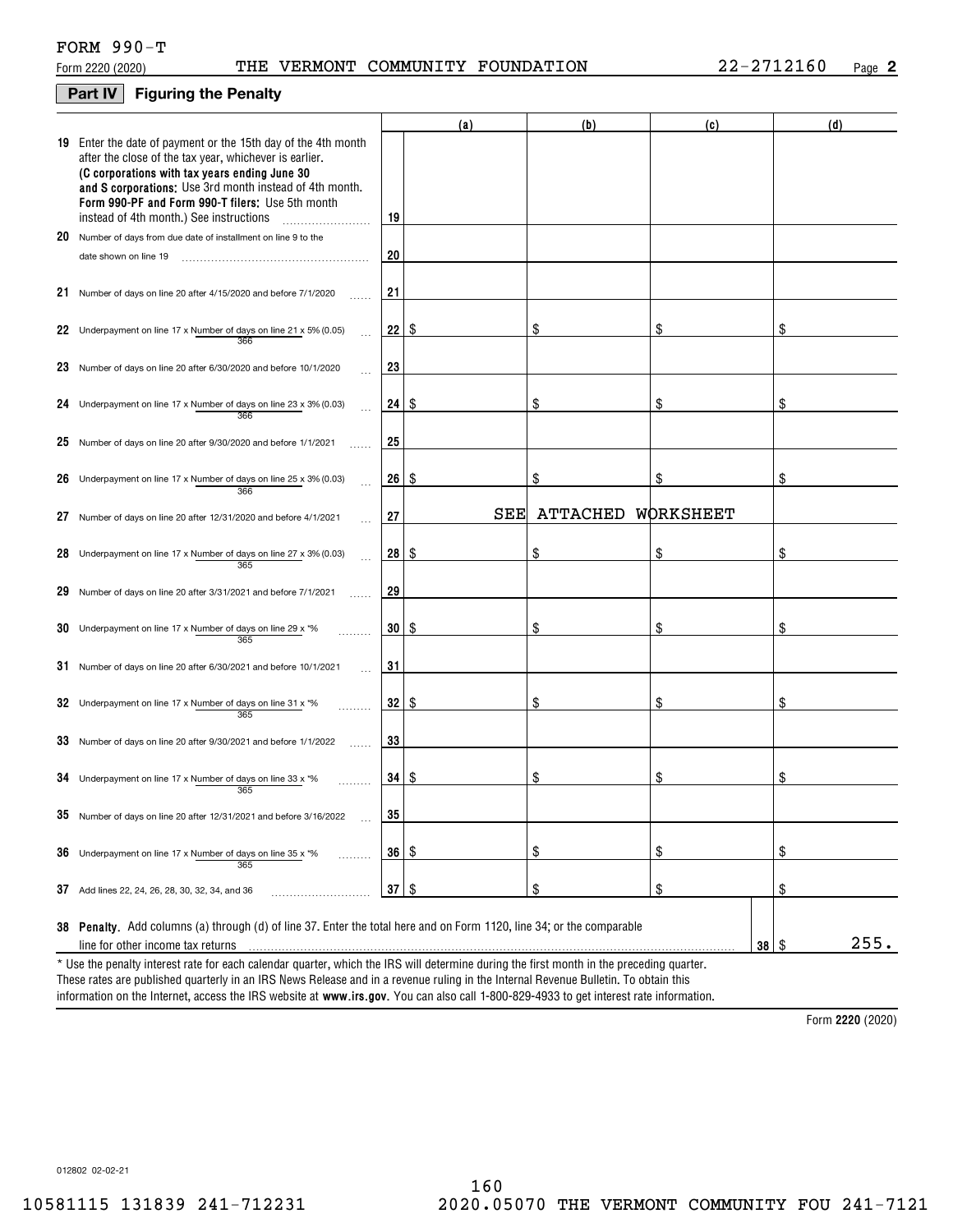FORM 990-T

Form 2220 (2020) THE VERMONT COMMUNITY FOUNDATION 22-2712160 Page **2**

## Part IV Figuring the Penalty

| | | | (a) | (b) | (c) | (d) |
|---|---|---|---|---|---|---|
| 19 | Enter the date of payment or the 15th day of the 4th month after the close of the tax year, whichever is earlier. **(C corporations with tax years ending June 30 and S corporations:** Use 3rd month instead of 4th month. **Form 990-PF and Form 990-T filers:** Use 5th month instead of 4th month.) See instructions | 19 | | | | |
| 20 | Number of days from due date of installment on line 9 to the date shown on line 19 | 20 | | | | |
| 21 | Number of days on line 20 after 4/15/2020 and before 7/1/2020 | 21 | | | | |
| 22 | Underpayment on line 17 x (Number of days on line 21 / 366) x 5% (0.05) | 22 | $ | $ | $ | $ |
| 23 | Number of days on line 20 after 6/30/2020 and before 10/1/2020 | 23 | | | | |
| 24 | Underpayment on line 17 x (Number of days on line 23 / 366) x 3% (0.03) | 24 | $ | $ | $ | $ |
| 25 | Number of days on line 20 after 9/30/2020 and before 1/1/2021 | 25 | | | | |
| 26 | Underpayment on line 17 x (Number of days on line 25 / 366) x 3% (0.03) | 26 | $ | $ | $ | $ |
| 27 | Number of days on line 20 after 12/31/2020 and before 4/1/2021 | 27 | SEE | ATTACHED | WORKSHEET | |
| 28 | Underpayment on line 17 x (Number of days on line 27 / 365) x 3% (0.03) | 28 | $ | $ | $ | $ |
| 29 | Number of days on line 20 after 3/31/2021 and before 7/1/2021 | 29 | | | | |
| 30 | Underpayment on line 17 x (Number of days on line 29 / 365) x *% | 30 | $ | $ | $ | $ |
| 31 | Number of days on line 20 after 6/30/2021 and before 10/1/2021 | 31 | | | | |
| 32 | Underpayment on line 17 x (Number of days on line 31 / 365) x *% | 32 | $ | $ | $ | $ |
| 33 | Number of days on line 20 after 9/30/2021 and before 1/1/2022 | 33 | | | | |
| 34 | Underpayment on line 17 x (Number of days on line 33 / 365) x *% | 34 | $ | $ | $ | $ |
| 35 | Number of days on line 20 after 12/31/2021 and before 3/16/2022 | 35 | | | | |
| 36 | Underpayment on line 17 x (Number of days on line 35 / 365) x *% | 36 | $ | $ | $ | $ |
| 37 | Add lines 22, 24, 26, 28, 30, 32, 34, and 36 | 37 | $ | $ | $ | $ |

| | | | |
|---|---|---|---|
| 38 | **Penalty.** Add columns (a) through (d) of line 37. Enter the total here and on Form 1120, line 34; or the comparable line for other income tax returns | 38 | $ 255. |

\* Use the penalty interest rate for each calendar quarter, which the IRS will determine during the first month in the preceding quarter. These rates are published quarterly in an IRS News Release and in a revenue ruling in the Internal Revenue Bulletin. To obtain this information on the Internet, access the IRS website at **www.irs.gov**. You can also call 1-800-829-4933 to get interest rate information.

Form **2220** (2020)

012802 02-02-21

10581115 131839 241-712231 2020.05070 THE VERMONT COMMUNITY FOU 241-7121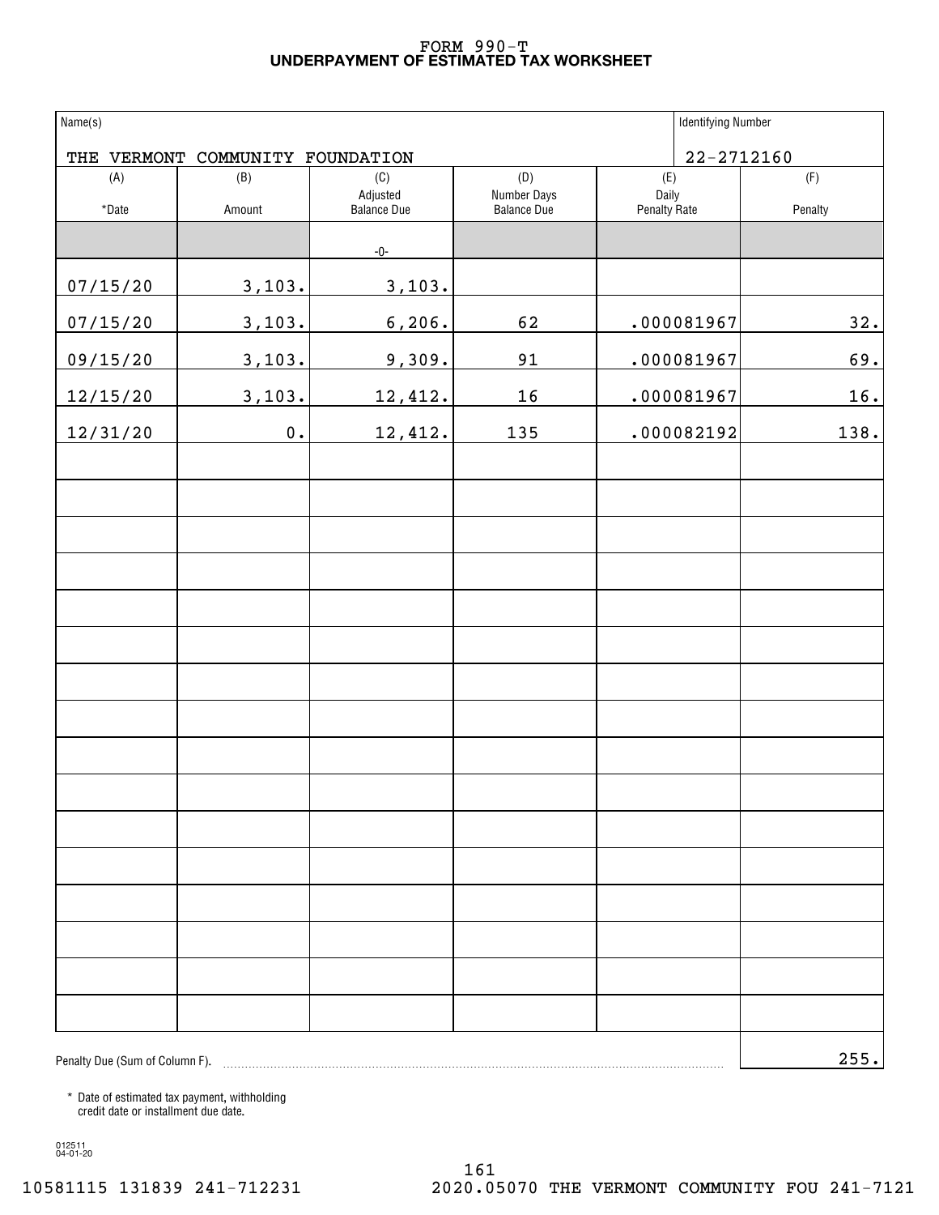# FORM 990-T
## UNDERPAYMENT OF ESTIMATED TAX WORKSHEET

| Name(s) | Identifying Number |
|---|---|
| THE VERMONT COMMUNITY FOUNDATION | 22-2712160 |

| (A) *Date | (B) Amount | (C) Adjusted Balance Due | (D) Number Days Balance Due | (E) Daily Penalty Rate | (F) Penalty |
|---|---|---|---|---|---|
| | | -0- | | | |
| 07/15/20 | 3,103. | 3,103. | | | |
| 07/15/20 | 3,103. | 6,206. | 62 | .000081967 | 32. |
| 09/15/20 | 3,103. | 9,309. | 91 | .000081967 | 69. |
| 12/15/20 | 3,103. | 12,412. | 16 | .000081967 | 16. |
| 12/31/20 | 0. | 12,412. | 135 | .000082192 | 138. |

Penalty Due (Sum of Column F). ..... 255.

\* Date of estimated tax payment, withholding credit date or installment due date.

012511 04-01-20

10581115 131839 241-712231 2020.05070 THE VERMONT COMMUNITY FOU 241-7121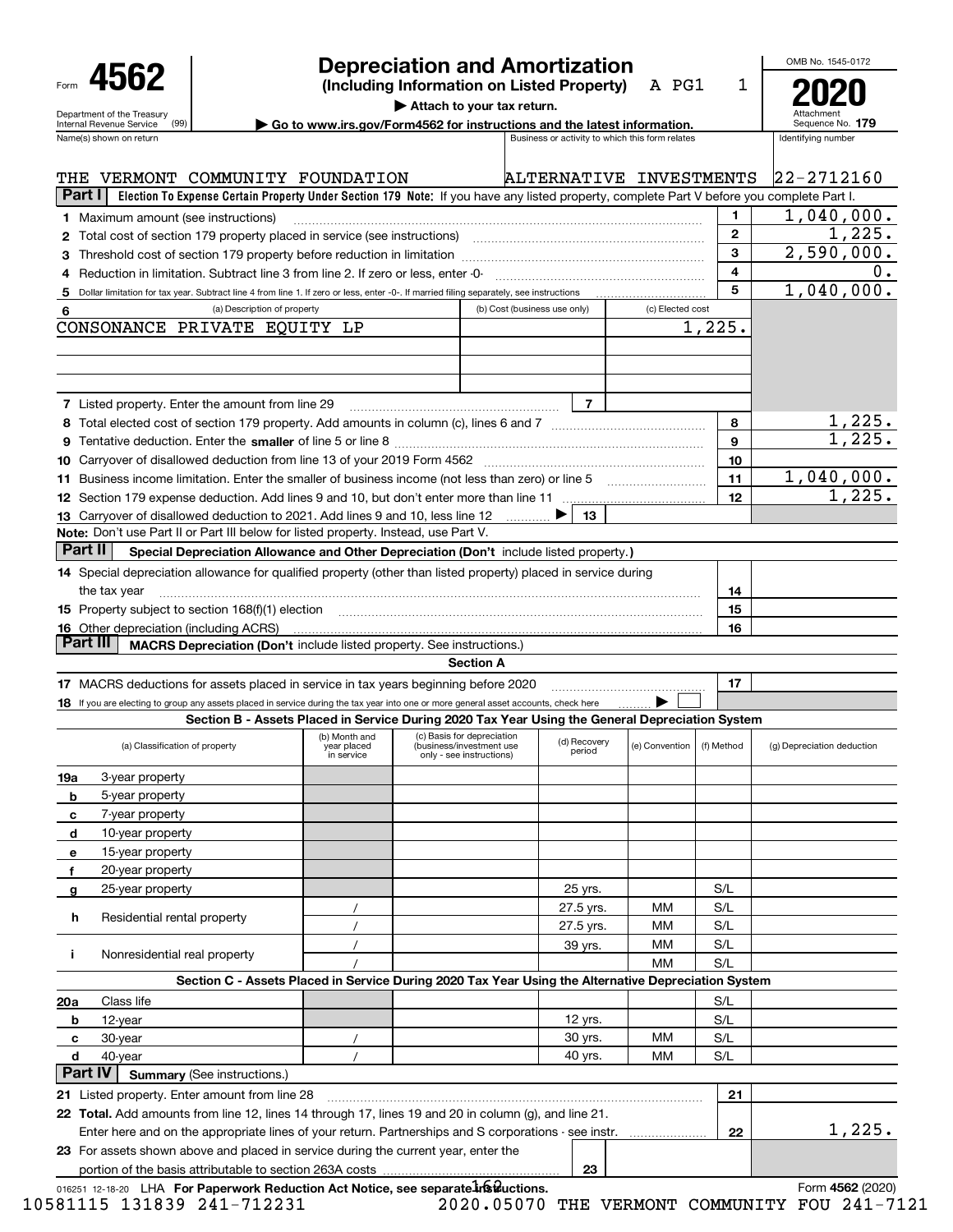Form **4562**

Department of the Treasury
Internal Revenue Service (99)

# Depreciation and Amortization

**(Including Information on Listed Property)** A PG1 1

▶ Attach to your tax return.

▶ Go to www.irs.gov/Form4562 for instructions and the latest information.

OMB No. 1545-0172

**2020**

Attachment Sequence No. **179**

| Name(s) shown on return | Business or activity to which this form relates | Identifying number |
|---|---|---|
| THE VERMONT COMMUNITY FOUNDATION | ALTERNATIVE INVESTMENTS | 22-2712160 |

**Part I** **Election To Expense Certain Property Under Section 179 Note:** If you have any listed property, complete Part V before you complete Part I.

| | | | |
|---|---|---|---|
| 1 | Maximum amount (see instructions) | 1 | 1,040,000. |
| 2 | Total cost of section 179 property placed in service (see instructions) | 2 | 1,225. |
| 3 | Threshold cost of section 179 property before reduction in limitation | 3 | 2,590,000. |
| 4 | Reduction in limitation. Subtract line 3 from line 2. If zero or less, enter -0- | 4 | 0. |
| 5 | Dollar limitation for tax year. Subtract line 4 from line 1. If zero or less, enter -0-. If married filing separately, see instructions | 5 | 1,040,000. |

| 6 (a) Description of property | (b) Cost (business use only) | (c) Elected cost |
|---|---|---|
| CONSONANCE PRIVATE EQUITY LP | | 1,225. |
| | | |
| | | |
| | | |

| | | | |
|---|---|---|---|
| 7 | Listed property. Enter the amount from line 29 | 7 | |
| 8 | Total elected cost of section 179 property. Add amounts in column (c), lines 6 and 7 | 8 | 1,225. |
| 9 | Tentative deduction. Enter the **smaller** of line 5 or line 8 | 9 | 1,225. |
| 10 | Carryover of disallowed deduction from line 13 of your 2019 Form 4562 | 10 | |
| 11 | Business income limitation. Enter the smaller of business income (not less than zero) or line 5 | 11 | 1,040,000. |
| 12 | Section 179 expense deduction. Add lines 9 and 10, but don't enter more than line 11 | 12 | 1,225. |
| 13 | Carryover of disallowed deduction to 2021. Add lines 9 and 10, less line 12 ▶ | 13 | |

**Note:** Don't use Part II or Part III below for listed property. Instead, use Part V.

**Part II** **Special Depreciation Allowance and Other Depreciation (Don't** include listed property.**)**

| | | | |
|---|---|---|---|
| 14 | Special depreciation allowance for qualified property (other than listed property) placed in service during the tax year | 14 | |
| 15 | Property subject to section 168(f)(1) election | 15 | |
| 16 | Other depreciation (including ACRS) | 16 | |

**Part III** **MACRS Depreciation (Don't** include listed property. See instructions.)

**Section A**

| | | | |
|---|---|---|---|
| 17 | MACRS deductions for assets placed in service in tax years beginning before 2020 | 17 | |
| 18 | If you are electing to group any assets placed in service during the tax year into one or more general asset accounts, check here ▶ ☐ | | |

**Section B - Assets Placed in Service During 2020 Tax Year Using the General Depreciation System**

| (a) Classification of property | (b) Month and year placed in service | (c) Basis for depreciation (business/investment use only - see instructions) | (d) Recovery period | (e) Convention | (f) Method | (g) Depreciation deduction |
|---|---|---|---|---|---|---|
| 19a 3-year property | | | | | | |
| b 5-year property | | | | | | |
| c 7-year property | | | | | | |
| d 10-year property | | | | | | |
| e 15-year property | | | | | | |
| f 20-year property | | | | | | |
| g 25-year property | | | 25 yrs. | | S/L | |
| h Residential rental property | / | | 27.5 yrs. | MM | S/L | |
| | / | | 27.5 yrs. | MM | S/L | |
| i Nonresidential real property | / | | 39 yrs. | MM | S/L | |
| | / | | | MM | S/L | |

**Section C - Assets Placed in Service During 2020 Tax Year Using the Alternative Depreciation System**

| (a) Classification of property | (b) Month and year placed in service | (c) Basis for depreciation | (d) Recovery period | (e) Convention | (f) Method | (g) Depreciation deduction |
|---|---|---|---|---|---|---|
| 20a Class life | | | | | S/L | |
| b 12-year | | | 12 yrs. | | S/L | |
| c 30-year | / | | 30 yrs. | MM | S/L | |
| d 40-year | / | | 40 yrs. | MM | S/L | |

**Part IV** **Summary** (See instructions.)

| | | | |
|---|---|---|---|
| 21 | Listed property. Enter amount from line 28 | 21 | |
| 22 | **Total.** Add amounts from line 12, lines 14 through 17, lines 19 and 20 in column (g), and line 21. Enter here and on the appropriate lines of your return. Partnerships and S corporations - see instr. | 22 | 1,225. |
| 23 | For assets shown above and placed in service during the current year, enter the portion of the basis attributable to section 263A costs | 23 | |

016251 12-18-20 LHA **For Paperwork Reduction Act Notice, see separate instructions.** Form **4562** (2020)

10581115 131839 241-712231 2020.05070 THE VERMONT COMMUNITY FOU 241-7121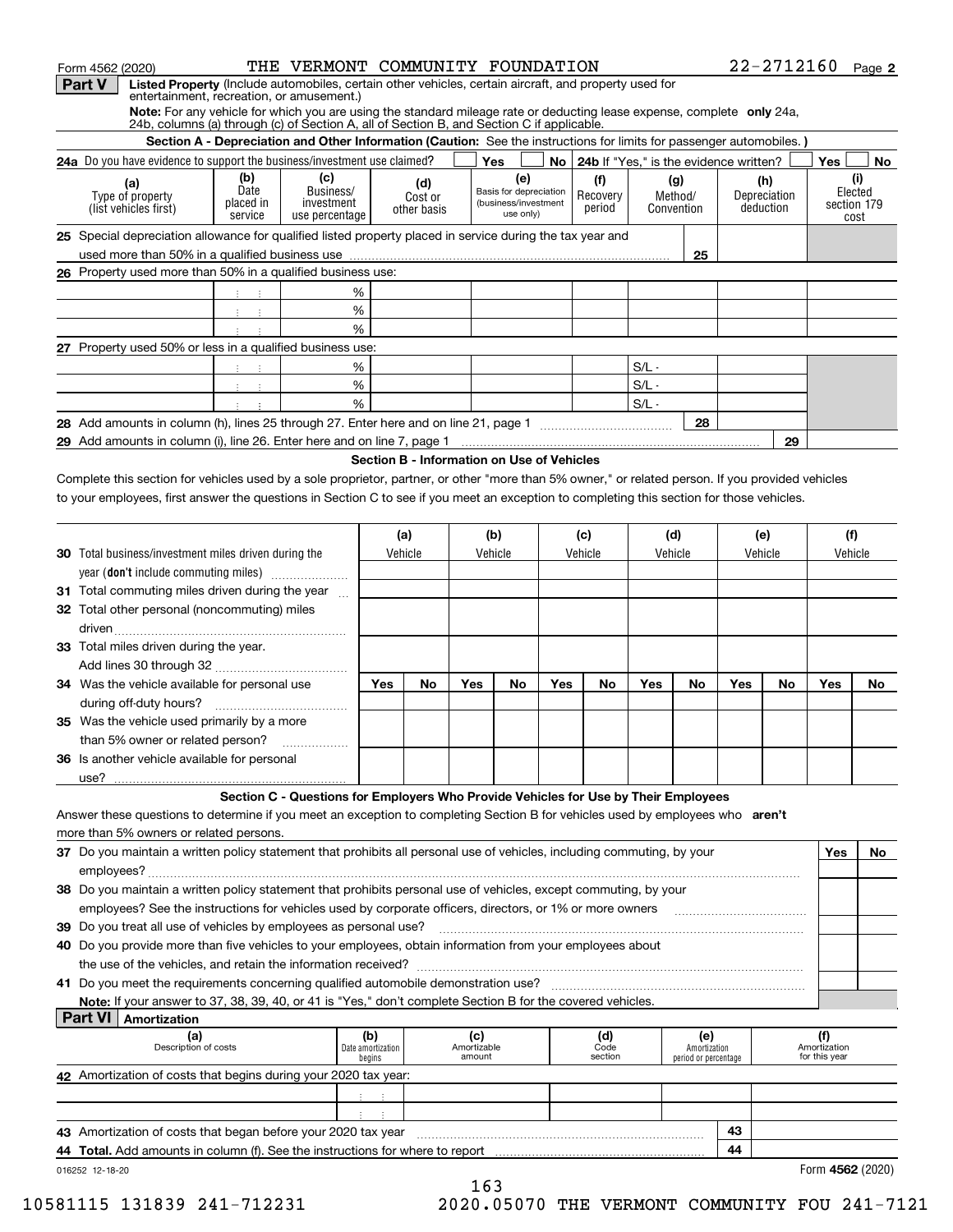Form 4562 (2020) THE VERMONT COMMUNITY FOUNDATION 22-2712160 Page 2

## Part V Listed Property (Include automobiles, certain other vehicles, certain aircraft, and property used for entertainment, recreation, or amusement.)

**Note:** For any vehicle for which you are using the standard mileage rate or deducting lease expense, complete **only** 24a, 24b, columns (a) through (c) of Section A, all of Section B, and Section C if applicable.

### Section A - Depreciation and Other Information (Caution: See the instructions for limits for passenger automobiles.)

**24a** Do you have evidence to support the business/investment use claimed? Yes No **24b** If "Yes," is the evidence written? Yes No

| (a) Type of property (list vehicles first) | (b) Date placed in service | (c) Business/ investment use percentage | (d) Cost or other basis | (e) Basis for depreciation (business/investment use only) | (f) Recovery period | (g) Method/ Convention | (h) Depreciation deduction | (i) Elected section 179 cost |
|---|---|---|---|---|---|---|---|---|
| **25** Special depreciation allowance for qualified listed property placed in service during the tax year and used more than 50% in a qualified business use | | | | | | 25 | | |
| **26** Property used more than 50% in a qualified business use: | | | | | | | | |
| | | % | | | | | | |
| | | % | | | | | | |
| | | % | | | | | | |
| **27** Property used 50% or less in a qualified business use: | | | | | | | | |
| | | % | | | | S/L - | | |
| | | % | | | | S/L - | | |
| | | % | | | | S/L - | | |
| **28** Add amounts in column (h), lines 25 through 27. Enter here and on line 21, page 1 | | | | | | 28 | | |
| **29** Add amounts in column (i), line 26. Enter here and on line 7, page 1 | | | | | | | 29 | |

### Section B - Information on Use of Vehicles

Complete this section for vehicles used by a sole proprietor, partner, or other "more than 5% owner," or related person. If you provided vehicles to your employees, first answer the questions in Section C to see if you meet an exception to completing this section for those vehicles.

| | (a) Vehicle | | (b) Vehicle | | (c) Vehicle | | (d) Vehicle | | (e) Vehicle | | (f) Vehicle | |
|---|---|---|---|---|---|---|---|---|---|---|---|---|
| **30** Total business/investment miles driven during the year (**don't** include commuting miles) | | | | | | | | | | | | |
| **31** Total commuting miles driven during the year | | | | | | | | | | | | |
| **32** Total other personal (noncommuting) miles driven | | | | | | | | | | | | |
| **33** Total miles driven during the year. Add lines 30 through 32 | | | | | | | | | | | | |
| | Yes | No | Yes | No | Yes | No | Yes | No | Yes | No | Yes | No |
| **34** Was the vehicle available for personal use during off-duty hours? | | | | | | | | | | | | |
| **35** Was the vehicle used primarily by a more than 5% owner or related person? | | | | | | | | | | | | |
| **36** Is another vehicle available for personal use? | | | | | | | | | | | | |

### Section C - Questions for Employers Who Provide Vehicles for Use by Their Employees

Answer these questions to determine if you meet an exception to completing Section B for vehicles used by employees who **aren't** more than 5% owners or related persons.

| | Yes | No |
|---|---|---|
| **37** Do you maintain a written policy statement that prohibits all personal use of vehicles, including commuting, by your employees? | | |
| **38** Do you maintain a written policy statement that prohibits personal use of vehicles, except commuting, by your employees? See the instructions for vehicles used by corporate officers, directors, or 1% or more owners | | |
| **39** Do you treat all use of vehicles by employees as personal use? | | |
| **40** Do you provide more than five vehicles to your employees, obtain information from your employees about the use of the vehicles, and retain the information received? | | |
| **41** Do you meet the requirements concerning qualified automobile demonstration use? | | |

**Note:** If your answer to 37, 38, 39, 40, or 41 is "Yes," don't complete Section B for the covered vehicles.

## Part VI Amortization

| (a) Description of costs | (b) Date amortization begins | (c) Amortizable amount | (d) Code section | (e) Amortization period or percentage | (f) Amortization for this year |
|---|---|---|---|---|---|
| **42** Amortization of costs that begins during your 2020 tax year: | | | | | |
| | | | | | |
| | | | | | |
| **43** Amortization of costs that began before your 2020 tax year | | | | 43 | |
| **44 Total.** Add amounts in column (f). See the instructions for where to report | | | | 44 | |

016252 12-18-20 Form **4562** (2020)

10581115 131839 241-712231 2020.05070 THE VERMONT COMMUNITY FOU 241-7121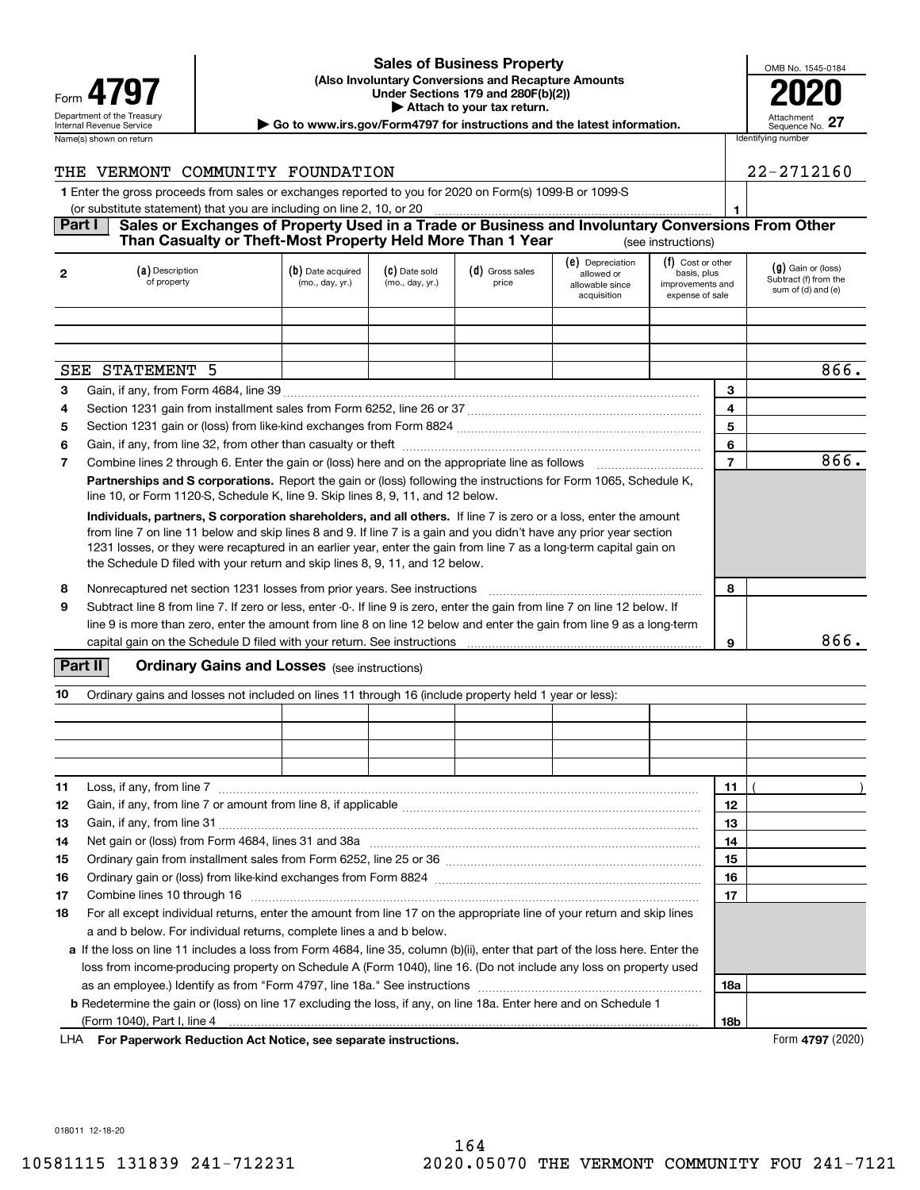# Form 4797 — Sales of Business Property

**(Also Involuntary Conversions and Recapture Amounts Under Sections 179 and 280F(b)(2))**

▶ Attach to your tax return.

▶ Go to www.irs.gov/Form4797 for instructions and the latest information.

Department of the Treasury, Internal Revenue Service

OMB No. 1545-0184

**2020**

Attachment Sequence No. 27

Name(s) shown on return: THE VERMONT COMMUNITY FOUNDATION

Identifying number: 22-2712160

**1** Enter the gross proceeds from sales or exchanges reported to you for 2020 on Form(s) 1099-B or 1099-S (or substitute statement) that you are including on line 2, 10, or 20 ........ **1**

## Part I — Sales or Exchanges of Property Used in a Trade or Business and Involuntary Conversions From Other Than Casualty or Theft-Most Property Held More Than 1 Year (see instructions)

| 2 | (a) Description of property | (b) Date acquired (mo., day, yr.) | (c) Date sold (mo., day, yr.) | (d) Gross sales price | (e) Depreciation allowed or allowable since acquisition | (f) Cost or other basis, plus improvements and expense of sale | (g) Gain or (loss) Subtract (f) from the sum of (d) and (e) |
|---|---|---|---|---|---|---|---|
| | | | | | | | |
| | | | | | | | |
| | | | | | | | |
| | SEE STATEMENT 5 | | | | | | 866. |

| Line | Description | | Amount |
|---|---|---|---|
| 3 | Gain, if any, from Form 4684, line 39 | 3 | |
| 4 | Section 1231 gain from installment sales from Form 6252, line 26 or 37 | 4 | |
| 5 | Section 1231 gain or (loss) from like-kind exchanges from Form 8824 | 5 | |
| 6 | Gain, if any, from line 32, from other than casualty or theft | 6 | |
| 7 | Combine lines 2 through 6. Enter the gain or (loss) here and on the appropriate line as follows | 7 | 866. |

**Partnerships and S corporations.** Report the gain or (loss) following the instructions for Form 1065, Schedule K, line 10, or Form 1120-S, Schedule K, line 9. Skip lines 8, 9, 11, and 12 below.

**Individuals, partners, S corporation shareholders, and all others.** If line 7 is zero or a loss, enter the amount from line 7 on line 11 below and skip lines 8 and 9. If line 7 is a gain and you didn't have any prior year section 1231 losses, or they were recaptured in an earlier year, enter the gain from line 7 as a long-term capital gain on the Schedule D filed with your return and skip lines 8, 9, 11, and 12 below.

| Line | Description | | Amount |
|---|---|---|---|
| 8 | Nonrecaptured net section 1231 losses from prior years. See instructions | 8 | |
| 9 | Subtract line 8 from line 7. If zero or less, enter -0-. If line 9 is zero, enter the gain from line 7 on line 12 below. If line 9 is more than zero, enter the amount from line 8 on line 12 below and enter the gain from line 9 as a long-term capital gain on the Schedule D filed with your return. See instructions | 9 | 866. |

## Part II — Ordinary Gains and Losses (see instructions)

**10** Ordinary gains and losses not included on lines 11 through 16 (include property held 1 year or less):

| | | | | | | |
|---|---|---|---|---|---|---|
| | | | | | | |
| | | | | | | |
| | | | | | | |
| | | | | | | |

| Line | Description | | Amount |
|---|---|---|---|
| 11 | Loss, if any, from line 7 | 11 | ( ) |
| 12 | Gain, if any, from line 7 or amount from line 8, if applicable | 12 | |
| 13 | Gain, if any, from line 31 | 13 | |
| 14 | Net gain or (loss) from Form 4684, lines 31 and 38a | 14 | |
| 15 | Ordinary gain from installment sales from Form 6252, line 25 or 36 | 15 | |
| 16 | Ordinary gain or (loss) from like-kind exchanges from Form 8824 | 16 | |
| 17 | Combine lines 10 through 16 | 17 | |

**18** For all except individual returns, enter the amount from line 17 on the appropriate line of your return and skip lines a and b below. For individual returns, complete lines a and b below.

| Line | Description | | Amount |
|---|---|---|---|
| a | If the loss on line 11 includes a loss from Form 4684, line 35, column (b)(ii), enter that part of the loss here. Enter the loss from income-producing property on Schedule A (Form 1040), line 16. (Do not include any loss on property used as an employee.) Identify as from "Form 4797, line 18a." See instructions | 18a | |
| b | Redetermine the gain or (loss) on line 17 excluding the loss, if any, on line 18a. Enter here and on Schedule 1 (Form 1040), Part I, line 4 | 18b | |

LHA **For Paperwork Reduction Act Notice, see separate instructions.** Form **4797** (2020)

018011 12-18-20

10581115 131839 241-712231 2020.05070 THE VERMONT COMMUNITY FOU 241-7121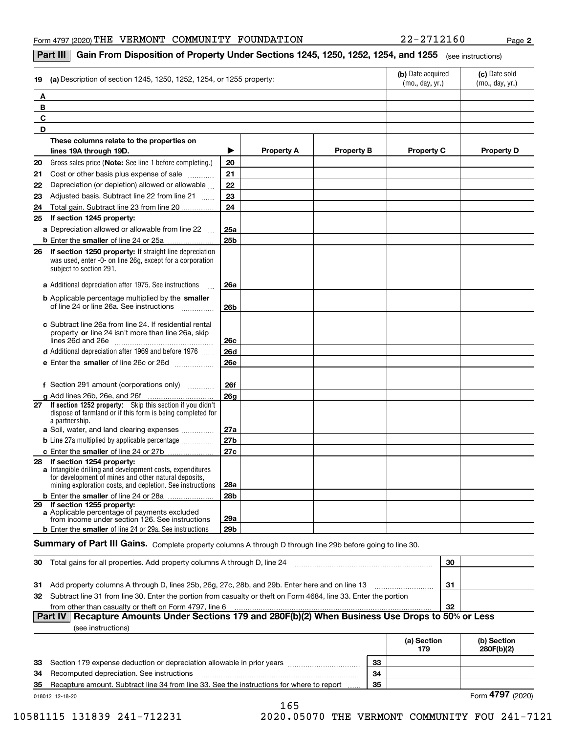Form 4797 (2020) THE VERMONT COMMUNITY FOUNDATION 22-2712160 Page **2**

## Part III Gain From Disposition of Property Under Sections 1245, 1250, 1252, 1254, and 1255 (see instructions)

| 19 | (a) Description of section 1245, 1250, 1252, 1254, or 1255 property: | (b) Date acquired (mo., day, yr.) | (c) Date sold (mo., day, yr.) |
|---|---|---|---|
| A | | | |
| B | | | |
| C | | | |
| D | | | |

| | These columns relate to the properties on lines 19A through 19D. | ▶ | Property A | Property B | Property C | Property D |
|---|---|---|---|---|---|---|
| 20 | Gross sales price (**Note:** See line 1 before completing.) | 20 | | | | |
| 21 | Cost or other basis plus expense of sale | 21 | | | | |
| 22 | Depreciation (or depletion) allowed or allowable | 22 | | | | |
| 23 | Adjusted basis. Subtract line 22 from line 21 | 23 | | | | |
| 24 | Total gain. Subtract line 23 from line 20 | 24 | | | | |
| 25 | **If section 1245 property:** | | | | | |
| | **a** Depreciation allowed or allowable from line 22 | 25a | | | | |
| | **b** Enter the **smaller** of line 24 or 25a | 25b | | | | |
| 26 | **If section 1250 property:** If straight line depreciation was used, enter -0- on line 26g, except for a corporation subject to section 291. | | | | | |
| | **a** Additional depreciation after 1975. See instructions | 26a | | | | |
| | **b** Applicable percentage multiplied by the **smaller** of line 24 or line 26a. See instructions | 26b | | | | |
| | **c** Subtract line 26a from line 24. If residential rental property **or** line 24 isn't more than line 26a, skip lines 26d and 26e | 26c | | | | |
| | **d** Additional depreciation after 1969 and before 1976 | 26d | | | | |
| | **e** Enter the **smaller** of line 26c or 26d | 26e | | | | |
| | **f** Section 291 amount (corporations only) | 26f | | | | |
| | **g** Add lines 26b, 26e, and 26f | 26g | | | | |
| 27 | **If section 1252 property:** Skip this section if you didn't dispose of farmland or if this form is being completed for a partnership. | | | | | |
| | **a** Soil, water, and land clearing expenses | 27a | | | | |
| | **b** Line 27a multiplied by applicable percentage | 27b | | | | |
| | **c** Enter the **smaller** of line 24 or 27b | 27c | | | | |
| 28 | **If section 1254 property:** | | | | | |
| | **a** Intangible drilling and development costs, expenditures for development of mines and other natural deposits, mining exploration costs, and depletion. See instructions | 28a | | | | |
| | **b** Enter the **smaller** of line 24 or 28a | 28b | | | | |
| 29 | **If section 1255 property:** | | | | | |
| | **a** Applicable percentage of payments excluded from income under section 126. See instructions | 29a | | | | |
| | **b** Enter the **smaller** of line 24 or 29a. See instructions | 29b | | | | |

**Summary of Part III Gains.** Complete property columns A through D through line 29b before going to line 30.

| | | | |
|---|---|---|---|
| 30 | Total gains for all properties. Add property columns A through D, line 24 | 30 | |
| 31 | Add property columns A through D, lines 25b, 26g, 27c, 28b, and 29b. Enter here and on line 13 | 31 | |
| 32 | Subtract line 31 from line 30. Enter the portion from casualty or theft on Form 4684, line 33. Enter the portion from other than casualty or theft on Form 4797, line 6 | 32 | |

## Part IV Recapture Amounts Under Sections 179 and 280F(b)(2) When Business Use Drops to 50% or Less

(see instructions)

| | | | (a) Section 179 | (b) Section 280F(b)(2) |
|---|---|---|---|---|
| 33 | Section 179 expense deduction or depreciation allowable in prior years | 33 | | |
| 34 | Recomputed depreciation. See instructions | 34 | | |
| 35 | Recapture amount. Subtract line 34 from line 33. See the instructions for where to report | 35 | | |

018012 12-18-20

Form **4797** (2020)

10581115 131839 241-712231 2020.05070 THE VERMONT COMMUNITY FOU 241-7121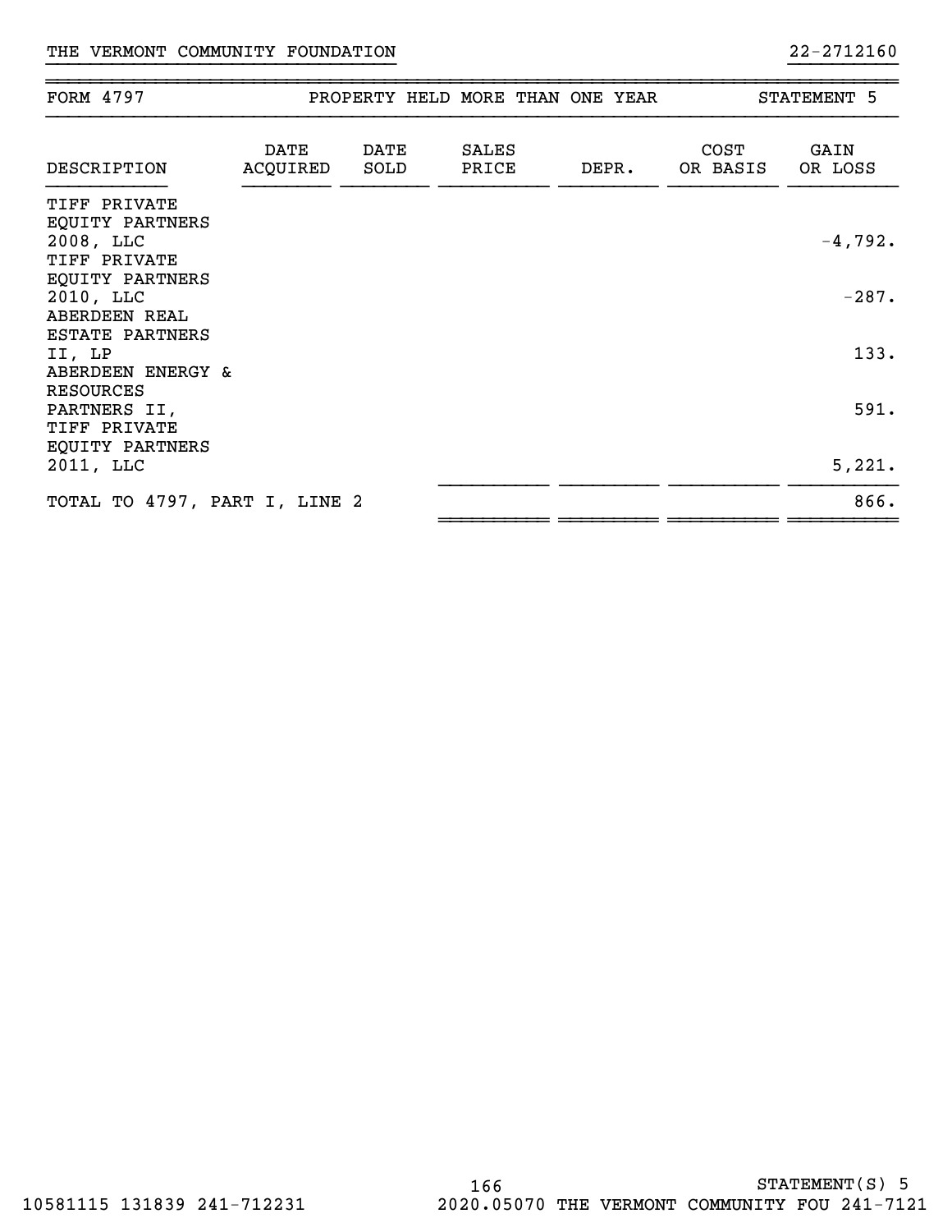THE VERMONT COMMUNITY FOUNDATION 22-2712160

| FORM 4797 | PROPERTY HELD MORE THAN ONE YEAR | | | | | STATEMENT 5 |
|---|---|---|---|---|---|---|
| DESCRIPTION | DATE ACQUIRED | DATE SOLD | SALES PRICE | DEPR. | COST OR BASIS | GAIN OR LOSS |
| TIFF PRIVATE EQUITY PARTNERS 2008, LLC | | | | | | -4,792. |
| TIFF PRIVATE EQUITY PARTNERS 2010, LLC | | | | | | -287. |
| ABERDEEN REAL ESTATE PARTNERS II, LP | | | | | | 133. |
| ABERDEEN ENERGY & RESOURCES PARTNERS II, | | | | | | 591. |
| TIFF PRIVATE EQUITY PARTNERS 2011, LLC | | | | | | 5,221. |
| TOTAL TO 4797, PART I, LINE 2 | | | | | | 866. |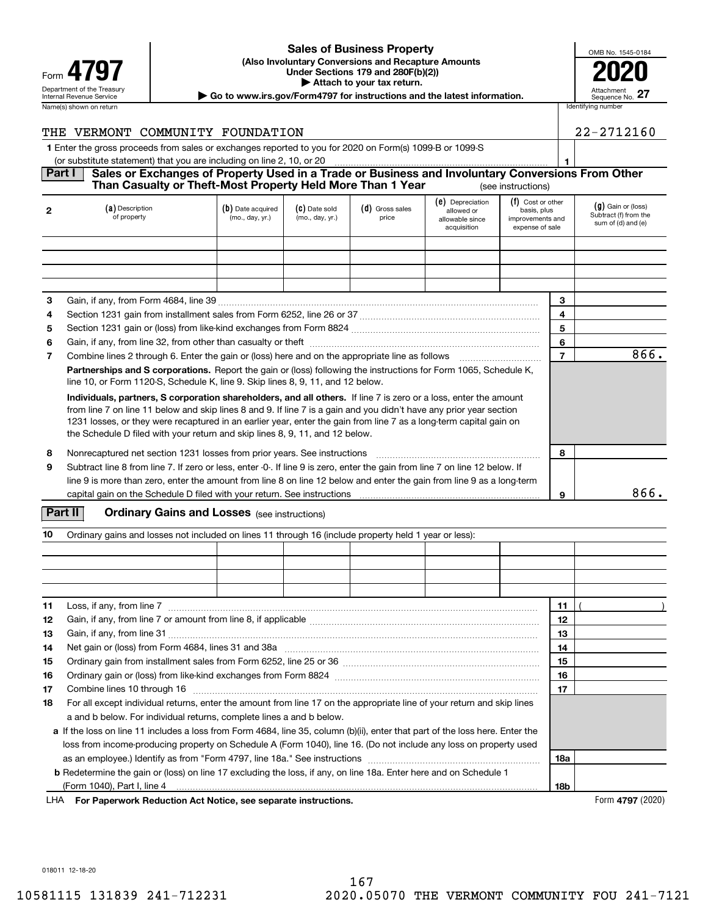Form **4797**

Department of the Treasury
Internal Revenue Service

# Sales of Business Property

**(Also Involuntary Conversions and Recapture Amounts Under Sections 179 and 280F(b)(2))**

**▶ Attach to your tax return.**

**▶ Go to www.irs.gov/Form4797 for instructions and the latest information.**

OMB No. 1545-0184

**2020**

Attachment Sequence No. **27**

Name(s) shown on return: THE VERMONT COMMUNITY FOUNDATION

Identifying number: 22-2712160

**1** Enter the gross proceeds from sales or exchanges reported to you for 2020 on Form(s) 1099-B or 1099-S (or substitute statement) that you are including on line 2, 10, or 20 . . . **1**

## Part I — Sales or Exchanges of Property Used in a Trade or Business and Involuntary Conversions From Other Than Casualty or Theft-Most Property Held More Than 1 Year (see instructions)

| 2 | (a) Description of property | (b) Date acquired (mo., day, yr.) | (c) Date sold (mo., day, yr.) | (d) Gross sales price | (e) Depreciation allowed or allowable since acquisition | (f) Cost or other basis, plus improvements and expense of sale | (g) Gain or (loss) Subtract (f) from the sum of (d) and (e) |
|---|---|---|---|---|---|---|---|
| | | | | | | | |
| | | | | | | | |
| | | | | | | | |
| | | | | | | | |

| Line | Description | | Amount |
|---|---|---|---|
| 3 | Gain, if any, from Form 4684, line 39 | 3 | |
| 4 | Section 1231 gain from installment sales from Form 6252, line 26 or 37 | 4 | |
| 5 | Section 1231 gain or (loss) from like-kind exchanges from Form 8824 | 5 | |
| 6 | Gain, if any, from line 32, from other than casualty or theft | 6 | |
| 7 | Combine lines 2 through 6. Enter the gain or (loss) here and on the appropriate line as follows | 7 | 866. |

**Partnerships and S corporations.** Report the gain or (loss) following the instructions for Form 1065, Schedule K, line 10, or Form 1120-S, Schedule K, line 9. Skip lines 8, 9, 11, and 12 below.

**Individuals, partners, S corporation shareholders, and all others.** If line 7 is zero or a loss, enter the amount from line 7 on line 11 below and skip lines 8 and 9. If line 7 is a gain and you didn't have any prior year section 1231 losses, or they were recaptured in an earlier year, enter the gain from line 7 as a long-term capital gain on the Schedule D filed with your return and skip lines 8, 9, 11, and 12 below.

| Line | Description | | Amount |
|---|---|---|---|
| 8 | Nonrecaptured net section 1231 losses from prior years. See instructions | 8 | |
| 9 | Subtract line 8 from line 7. If zero or less, enter -0-. If line 9 is zero, enter the gain from line 7 on line 12 below. If line 9 is more than zero, enter the amount from line 8 on line 12 below and enter the gain from line 9 as a long-term capital gain on the Schedule D filed with your return. See instructions | 9 | 866. |

## Part II — Ordinary Gains and Losses (see instructions)

**10** Ordinary gains and losses not included on lines 11 through 16 (include property held 1 year or less):

| | | | | | | |
|---|---|---|---|---|---|---|
| | | | | | | |
| | | | | | | |
| | | | | | | |
| | | | | | | |

| Line | Description | | Amount |
|---|---|---|---|
| 11 | Loss, if any, from line 7 | 11 | ( ) |
| 12 | Gain, if any, from line 7 or amount from line 8, if applicable | 12 | |
| 13 | Gain, if any, from line 31 | 13 | |
| 14 | Net gain or (loss) from Form 4684, lines 31 and 38a | 14 | |
| 15 | Ordinary gain from installment sales from Form 6252, line 25 or 36 | 15 | |
| 16 | Ordinary gain or (loss) from like-kind exchanges from Form 8824 | 16 | |
| 17 | Combine lines 10 through 16 | 17 | |
| 18 | For all except individual returns, enter the amount from line 17 on the appropriate line of your return and skip lines a and b below. For individual returns, complete lines a and b below. | | |
| a | If the loss on line 11 includes a loss from Form 4684, line 35, column (b)(ii), enter that part of the loss here. Enter the loss from income-producing property on Schedule A (Form 1040), line 16. (Do not include any loss on property used as an employee.) Identify as from "Form 4797, line 18a." See instructions | 18a | |
| b | Redetermine the gain or (loss) on line 17 excluding the loss, if any, on line 18a. Enter here and on Schedule 1 (Form 1040), Part I, line 4 | 18b | |

LHA **For Paperwork Reduction Act Notice, see separate instructions.** Form **4797** (2020)

018011 12-18-20

10581115 131839 241-712231 2020.05070 THE VERMONT COMMUNITY FOU 241-7121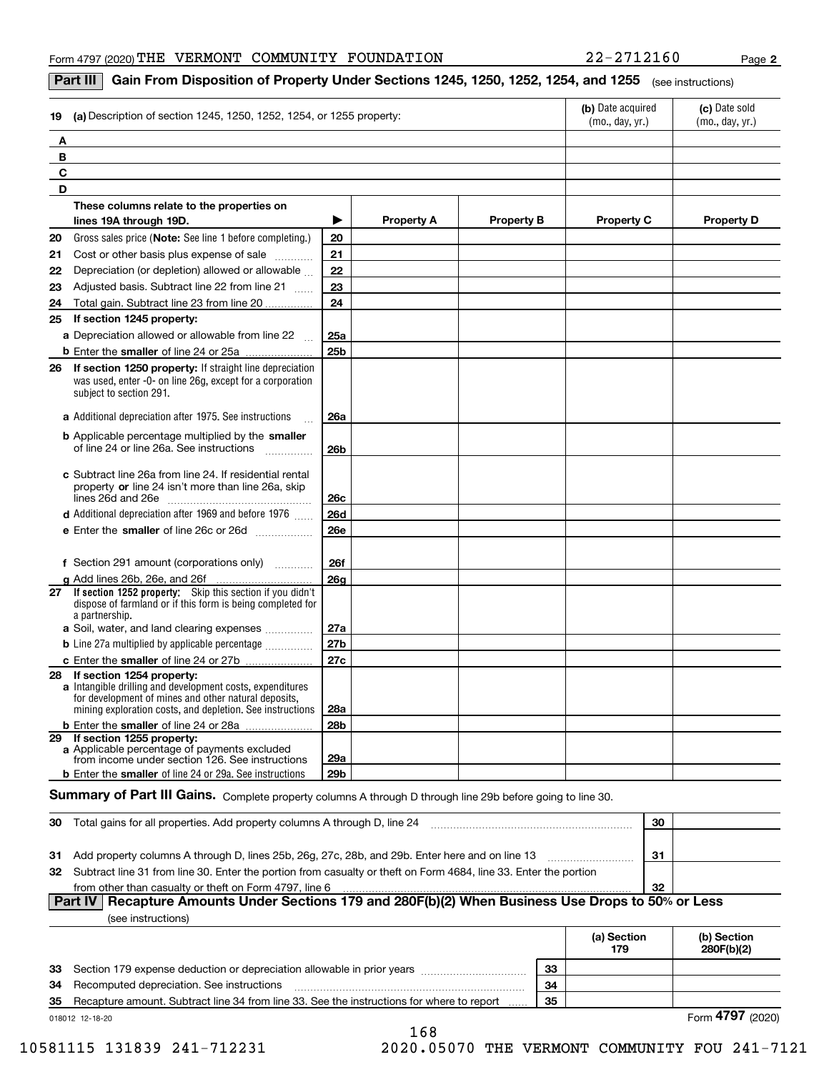Form 4797 (2020) THE VERMONT COMMUNITY FOUNDATION 22-2712160 Page **2**

## Part III Gain From Disposition of Property Under Sections 1245, 1250, 1252, 1254, and 1255 (see instructions)

| **19** | **(a)** Description of section 1245, 1250, 1252, 1254, or 1255 property: | **(b)** Date acquired (mo., day, yr.) | **(c)** Date sold (mo., day, yr.) |
|---|---|---|---|
| **A** | | | |
| **B** | | | |
| **C** | | | |
| **D** | | | |

| | **These columns relate to the properties on lines 19A through 19D.** | ▶ | **Property A** | **Property B** | **Property C** | **Property D** |
|---|---|---|---|---|---|---|
| **20** | Gross sales price (**Note:** See line 1 before completing.) | **20** | | | | |
| **21** | Cost or other basis plus expense of sale | **21** | | | | |
| **22** | Depreciation (or depletion) allowed or allowable | **22** | | | | |
| **23** | Adjusted basis. Subtract line 22 from line 21 | **23** | | | | |
| **24** | Total gain. Subtract line 23 from line 20 | **24** | | | | |
| **25** | **If section 1245 property:** | | | | | |
| | **a** Depreciation allowed or allowable from line 22 | **25a** | | | | |
| | **b** Enter the **smaller** of line 24 or 25a | **25b** | | | | |
| **26** | **If section 1250 property:** If straight line depreciation was used, enter -0- on line 26g, except for a corporation subject to section 291. | | | | | |
| | **a** Additional depreciation after 1975. See instructions | **26a** | | | | |
| | **b** Applicable percentage multiplied by the **smaller** of line 24 or line 26a. See instructions | **26b** | | | | |
| | **c** Subtract line 26a from line 24. If residential rental property **or** line 24 isn't more than line 26a, skip lines 26d and 26e | **26c** | | | | |
| | **d** Additional depreciation after 1969 and before 1976 | **26d** | | | | |
| | **e** Enter the **smaller** of line 26c or 26d | **26e** | | | | |
| | **f** Section 291 amount (corporations only) | **26f** | | | | |
| | **g** Add lines 26b, 26e, and 26f | **26g** | | | | |
| **27** | **If section 1252 property:** Skip this section if you didn't dispose of farmland or if this form is being completed for a partnership. | | | | | |
| | **a** Soil, water, and land clearing expenses | **27a** | | | | |
| | **b** Line 27a multiplied by applicable percentage | **27b** | | | | |
| | **c** Enter the **smaller** of line 24 or 27b | **27c** | | | | |
| **28** | **If section 1254 property:** | | | | | |
| | **a** Intangible drilling and development costs, expenditures for development of mines and other natural deposits, mining exploration costs, and depletion. See instructions | **28a** | | | | |
| | **b** Enter the **smaller** of line 24 or 28a | **28b** | | | | |
| **29** | **If section 1255 property:** | | | | | |
| | **a** Applicable percentage of payments excluded from income under section 126. See instructions | **29a** | | | | |
| | **b** Enter the **smaller** of line 24 or 29a. See instructions | **29b** | | | | |

**Summary of Part III Gains.** Complete property columns A through D through line 29b before going to line 30.

| | | | |
|---|---|---|---|
| **30** | Total gains for all properties. Add property columns A through D, line 24 | **30** | |
| **31** | Add property columns A through D, lines 25b, 26g, 27c, 28b, and 29b. Enter here and on line 13 | **31** | |
| **32** | Subtract line 31 from line 30. Enter the portion from casualty or theft on Form 4684, line 33. Enter the portion from other than casualty or theft on Form 4797, line 6 | **32** | |

## Part IV Recapture Amounts Under Sections 179 and 280F(b)(2) When Business Use Drops to 50% or Less

(see instructions)

| | | | **(a) Section 179** | **(b) Section 280F(b)(2)** |
|---|---|---|---|---|
| **33** | Section 179 expense deduction or depreciation allowable in prior years | **33** | | |
| **34** | Recomputed depreciation. See instructions | **34** | | |
| **35** | Recapture amount. Subtract line 34 from line 33. See the instructions for where to report | **35** | | |

018012 12-18-20 Form **4797** (2020)

10581115 131839 241-712231 2020.05070 THE VERMONT COMMUNITY FOU 241-7121